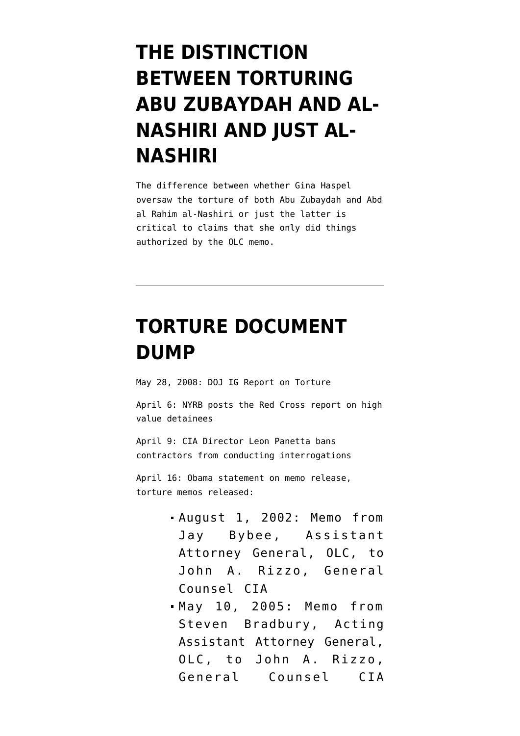# THE DISTINCTION BETWEEN TORTURING ABU ZUBAYDAH AND AL-NASHIRI AND JUST AL-NASHIRI

The difference between whether Gina Haspel oversaw the torture of both Abu Zubaydah and Abd al Rahim al-Nashiri or just the latter is critical to claims that she only did things authorized by the OLC memo.

---

# TORTURE DOCUMENT DUMP

May 28, 2008: DOJ IG Report on Torture

April 6: NYRB posts the Red Cross report on high value detainees

April 9: CIA Director Leon Panetta bans contractors from conducting interrogations

April 16: Obama statement on memo release, torture memos released:

- August 1, 2002: Memo from Jay Bybee, Assistant Attorney General, OLC, to John A. Rizzo, General Counsel CIA
- May 10, 2005: Memo from Steven Bradbury, Acting Assistant Attorney General, OLC, to John A. Rizzo, General Counsel CIA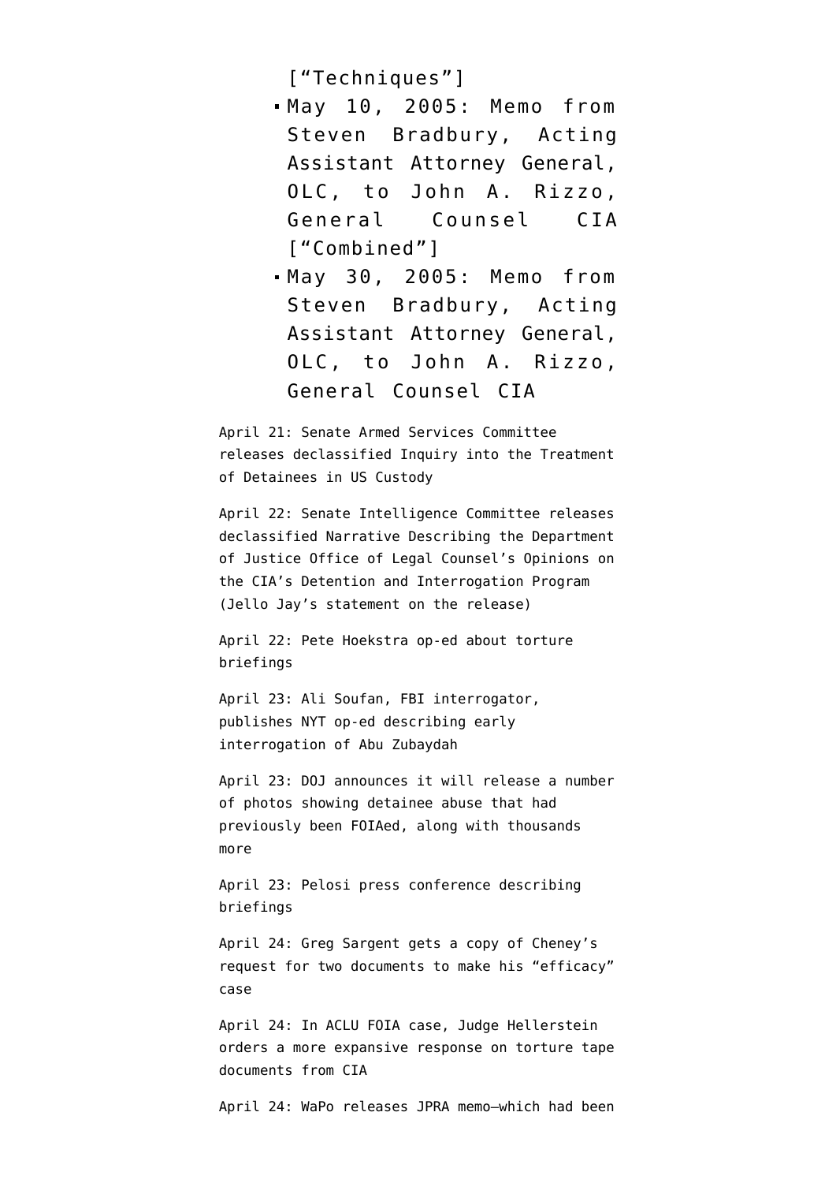["Techniques"]

- May 10, 2005: Memo from Steven Bradbury, Acting Assistant Attorney General, OLC, to John A. Rizzo, General Counsel CIA ["Combined"]
- May 30, 2005: Memo from Steven Bradbury, Acting Assistant Attorney General, OLC, to John A. Rizzo, General Counsel CIA

April 21: Senate Armed Services Committee releases declassified Inquiry into the Treatment of Detainees in US Custody

April 22: Senate Intelligence Committee releases declassified Narrative Describing the Department of Justice Office of Legal Counsel's Opinions on the CIA's Detention and Interrogation Program (Jello Jay's statement on the release)

April 22: Pete Hoekstra op-ed about torture briefings

April 23: Ali Soufan, FBI interrogator, publishes NYT op-ed describing early interrogation of Abu Zubaydah

April 23: DOJ announces it will release a number of photos showing detainee abuse that had previously been FOIAed, along with thousands more

April 23: Pelosi press conference describing briefings

April 24: Greg Sargent gets a copy of Cheney's request for two documents to make his "efficacy" case

April 24: In ACLU FOIA case, Judge Hellerstein orders a more expansive response on torture tape documents from CIA

April 24: WaPo releases JPRA memo–which had been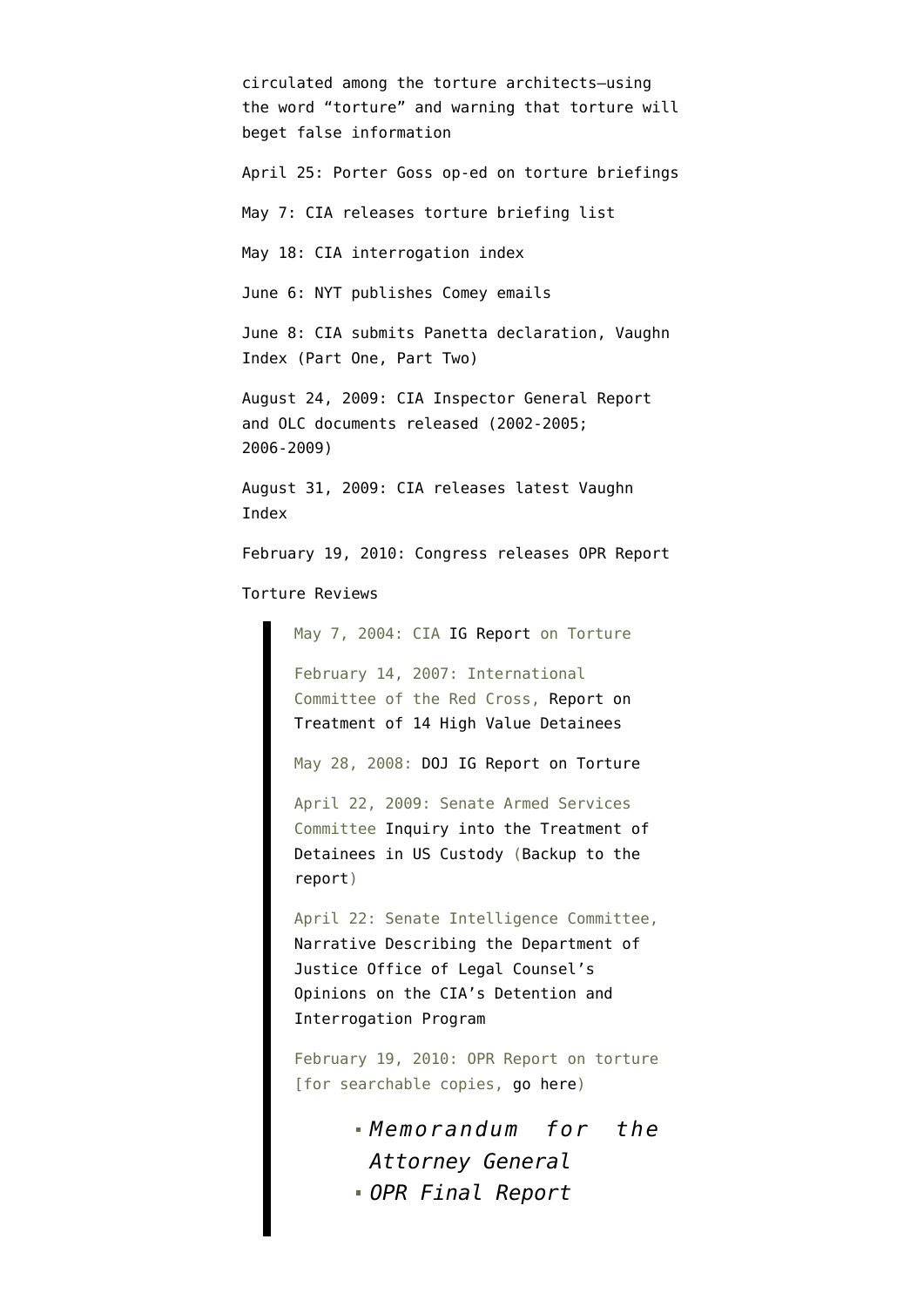circulated among the torture architects—using the word "torture" and warning that torture will beget false information

April 25: Porter Goss op-ed on torture briefings

May 7: CIA releases torture briefing list

May 18: CIA interrogation index

June 6: NYT publishes Comey emails

June 8: CIA submits Panetta declaration, Vaughn Index (Part One, Part Two)

August 24, 2009: CIA Inspector General Report and OLC documents released (2002-2005; 2006-2009)

August 31, 2009: CIA releases latest Vaughn Index

February 19, 2010: Congress releases OPR Report

Torture Reviews

> May 7, 2004: CIA IG Report on Torture
>
> February 14, 2007: International Committee of the Red Cross, Report on Treatment of 14 High Value Detainees
>
> May 28, 2008: DOJ IG Report on Torture
>
> April 22, 2009: Senate Armed Services Committee Inquiry into the Treatment of Detainees in US Custody (Backup to the report)
>
> April 22: Senate Intelligence Committee, Narrative Describing the Department of Justice Office of Legal Counsel's Opinions on the CIA's Detention and Interrogation Program
>
> February 19, 2010: OPR Report on torture [for searchable copies, go here)
>
> - *Memorandum for the Attorney General*
> - *OPR Final Report*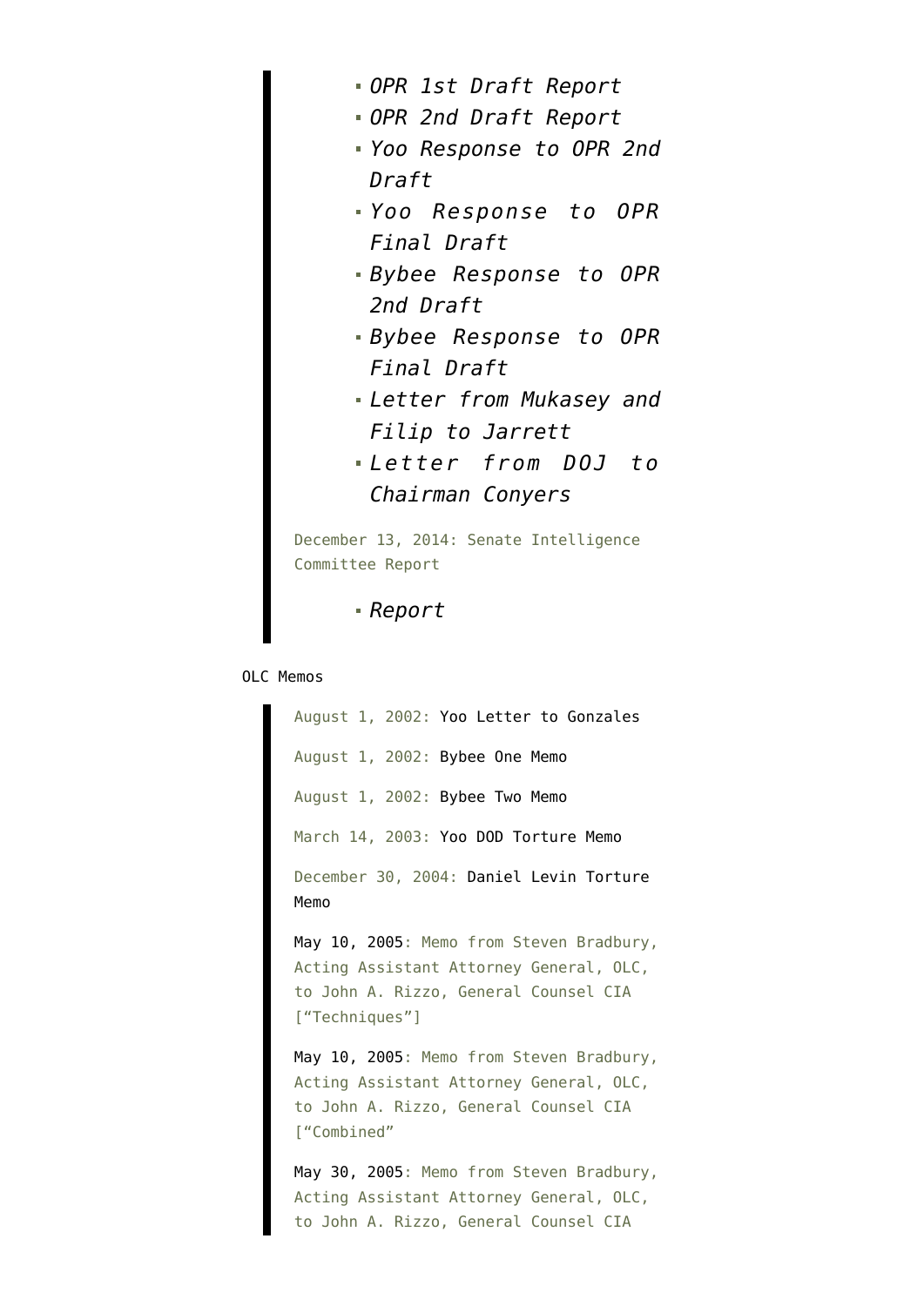- *OPR 1st Draft Report*
- *OPR 2nd Draft Report*
- *Yoo Response to OPR 2nd Draft*
- *Yoo Response to OPR Final Draft*
- *Bybee Response to OPR 2nd Draft*
- *Bybee Response to OPR Final Draft*
- *Letter from Mukasey and Filip to Jarrett*
- *Letter from DOJ to Chairman Conyers*

December 13, 2014: Senate Intelligence Committee Report

- *Report*

OLC Memos

August 1, 2002: Yoo Letter to Gonzales

August 1, 2002: Bybee One Memo

August 1, 2002: Bybee Two Memo

March 14, 2003: Yoo DOD Torture Memo

December 30, 2004: Daniel Levin Torture Memo

May 10, 2005: Memo from Steven Bradbury, Acting Assistant Attorney General, OLC, to John A. Rizzo, General Counsel CIA ["Techniques"]

May 10, 2005: Memo from Steven Bradbury, Acting Assistant Attorney General, OLC, to John A. Rizzo, General Counsel CIA ["Combined"

May 30, 2005: Memo from Steven Bradbury, Acting Assistant Attorney General, OLC, to John A. Rizzo, General Counsel CIA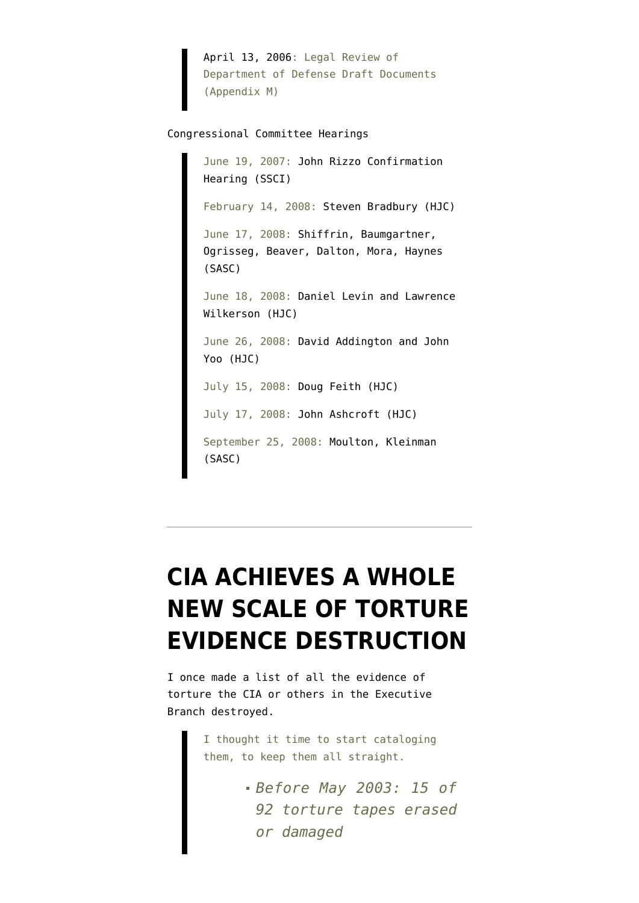> April 13, 2006: Legal Review of Department of Defense Draft Documents (Appendix M)

Congressional Committee Hearings

> June 19, 2007: John Rizzo Confirmation Hearing (SSCI)
>
> February 14, 2008: Steven Bradbury (HJC)
>
> June 17, 2008: Shiffrin, Baumgartner, Ogrisseg, Beaver, Dalton, Mora, Haynes (SASC)
>
> June 18, 2008: Daniel Levin and Lawrence Wilkerson (HJC)
>
> June 26, 2008: David Addington and John Yoo (HJC)
>
> July 15, 2008: Doug Feith (HJC)
>
> July 17, 2008: John Ashcroft (HJC)
>
> September 25, 2008: Moulton, Kleinman (SASC)

---

# CIA ACHIEVES A WHOLE NEW SCALE OF TORTURE EVIDENCE DESTRUCTION

I once made a list of all the evidence of torture the CIA or others in the Executive Branch destroyed.

> I thought it time to start cataloging them, to keep them all straight.
>
> - *Before May 2003: 15 of 92 torture tapes erased or damaged*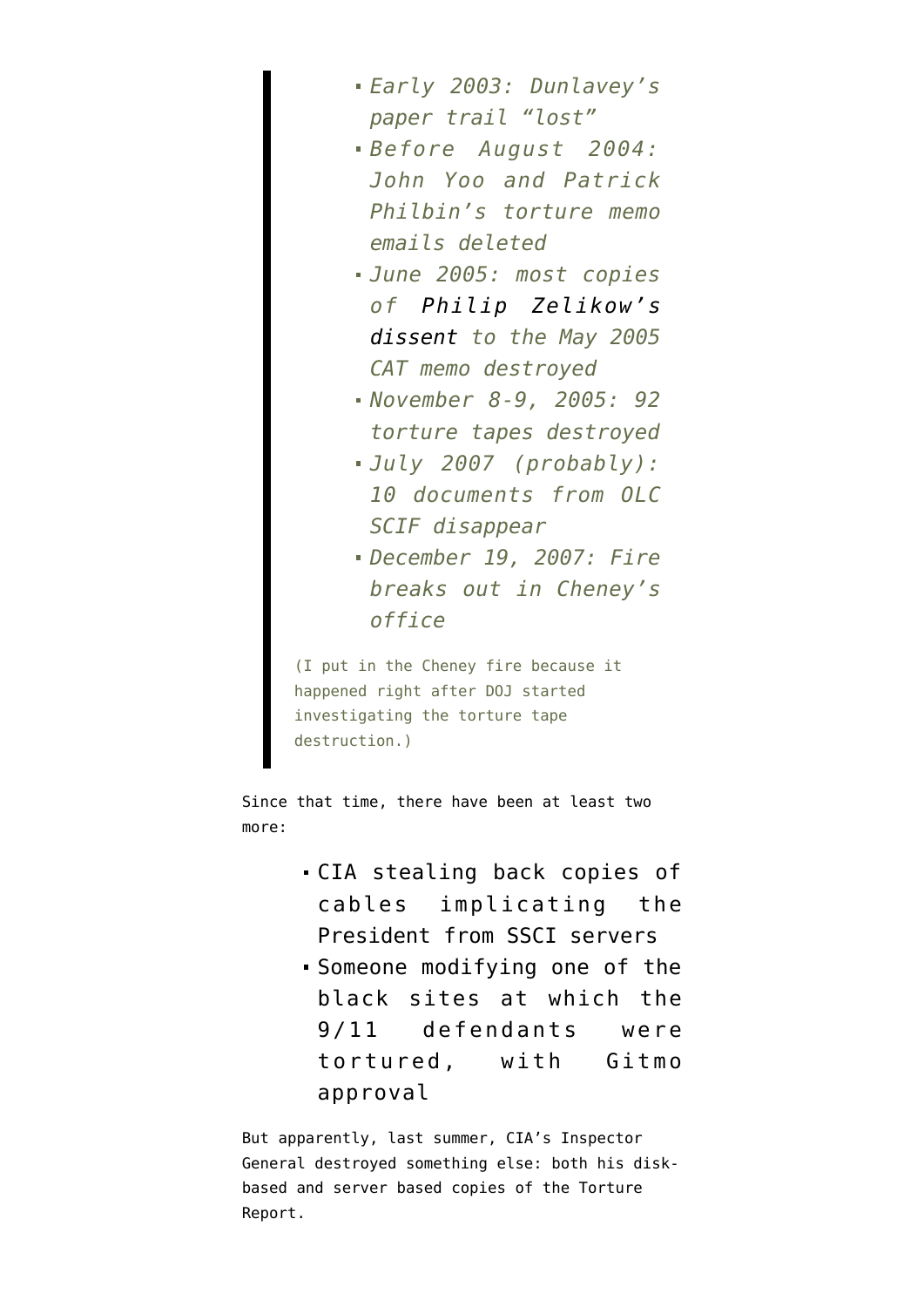> - *Early 2003: Dunlavey's paper trail "lost"*
> - *Before August 2004: John Yoo and Patrick Philbin's torture memo emails deleted*
> - *June 2005: most copies of Philip Zelikow's dissent to the May 2005 CAT memo destroyed*
> - *November 8-9, 2005: 92 torture tapes destroyed*
> - *July 2007 (probably): 10 documents from OLC SCIF disappear*
> - *December 19, 2007: Fire breaks out in Cheney's office*
>
> (I put in the Cheney fire because it happened right after DOJ started investigating the torture tape destruction.)

Since that time, there have been at least two more:

- CIA stealing back copies of cables implicating the President from SSCI servers
- Someone modifying one of the black sites at which the 9/11 defendants were tortured, with Gitmo approval

But apparently, last summer, CIA's Inspector General destroyed something else: both his disk-based and server based copies of the Torture Report.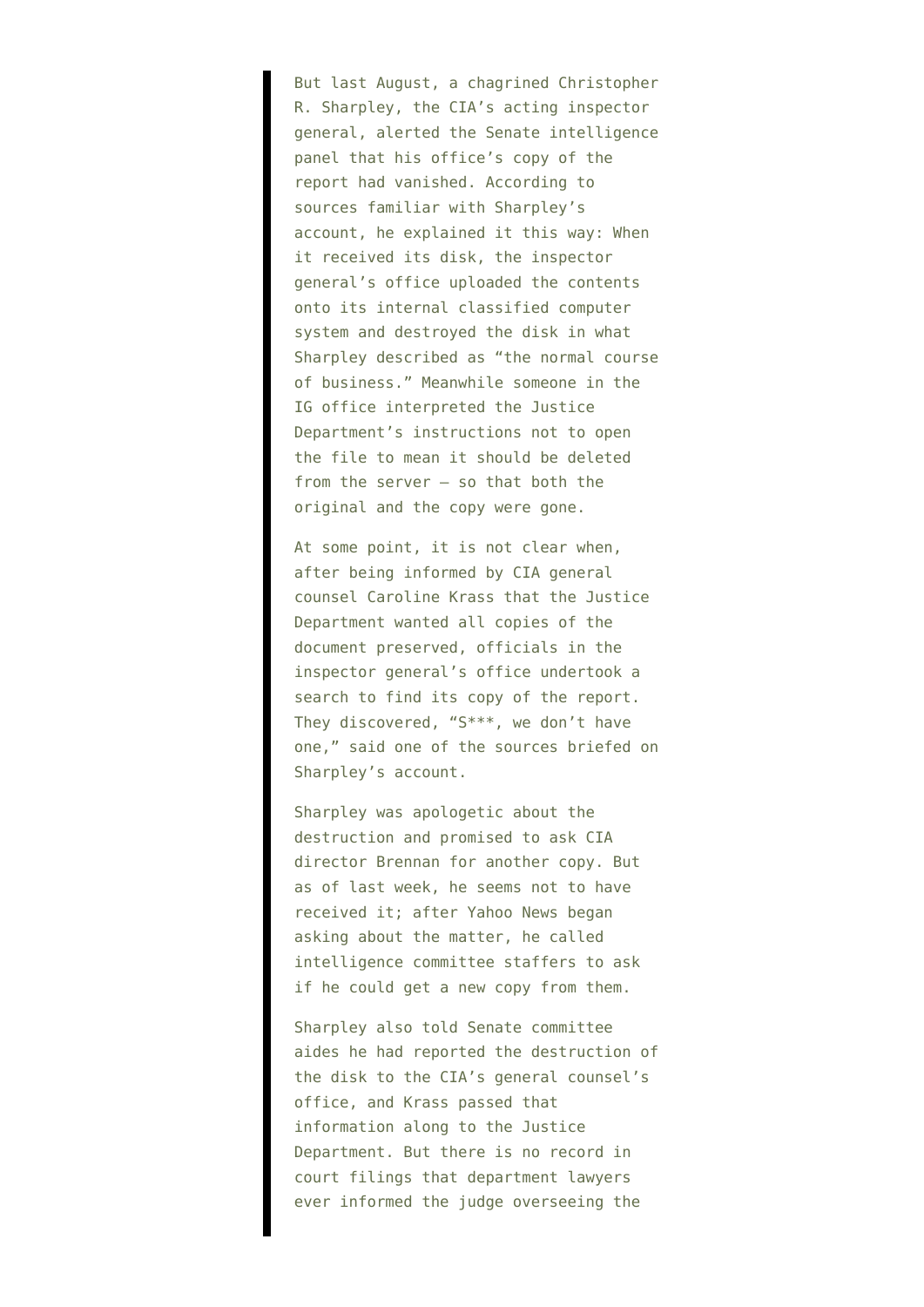> But last August, a chagrined Christopher R. Sharpley, the CIA's acting inspector general, alerted the Senate intelligence panel that his office's copy of the report had vanished. According to sources familiar with Sharpley's account, he explained it this way: When it received its disk, the inspector general's office uploaded the contents onto its internal classified computer system and destroyed the disk in what Sharpley described as "the normal course of business." Meanwhile someone in the IG office interpreted the Justice Department's instructions not to open the file to mean it should be deleted from the server — so that both the original and the copy were gone.
>
> At some point, it is not clear when, after being informed by CIA general counsel Caroline Krass that the Justice Department wanted all copies of the document preserved, officials in the inspector general's office undertook a search to find its copy of the report. They discovered, "S***, we don't have one," said one of the sources briefed on Sharpley's account.
>
> Sharpley was apologetic about the destruction and promised to ask CIA director Brennan for another copy. But as of last week, he seems not to have received it; after Yahoo News began asking about the matter, he called intelligence committee staffers to ask if he could get a new copy from them.
>
> Sharpley also told Senate committee aides he had reported the destruction of the disk to the CIA's general counsel's office, and Krass passed that information along to the Justice Department. But there is no record in court filings that department lawyers ever informed the judge overseeing the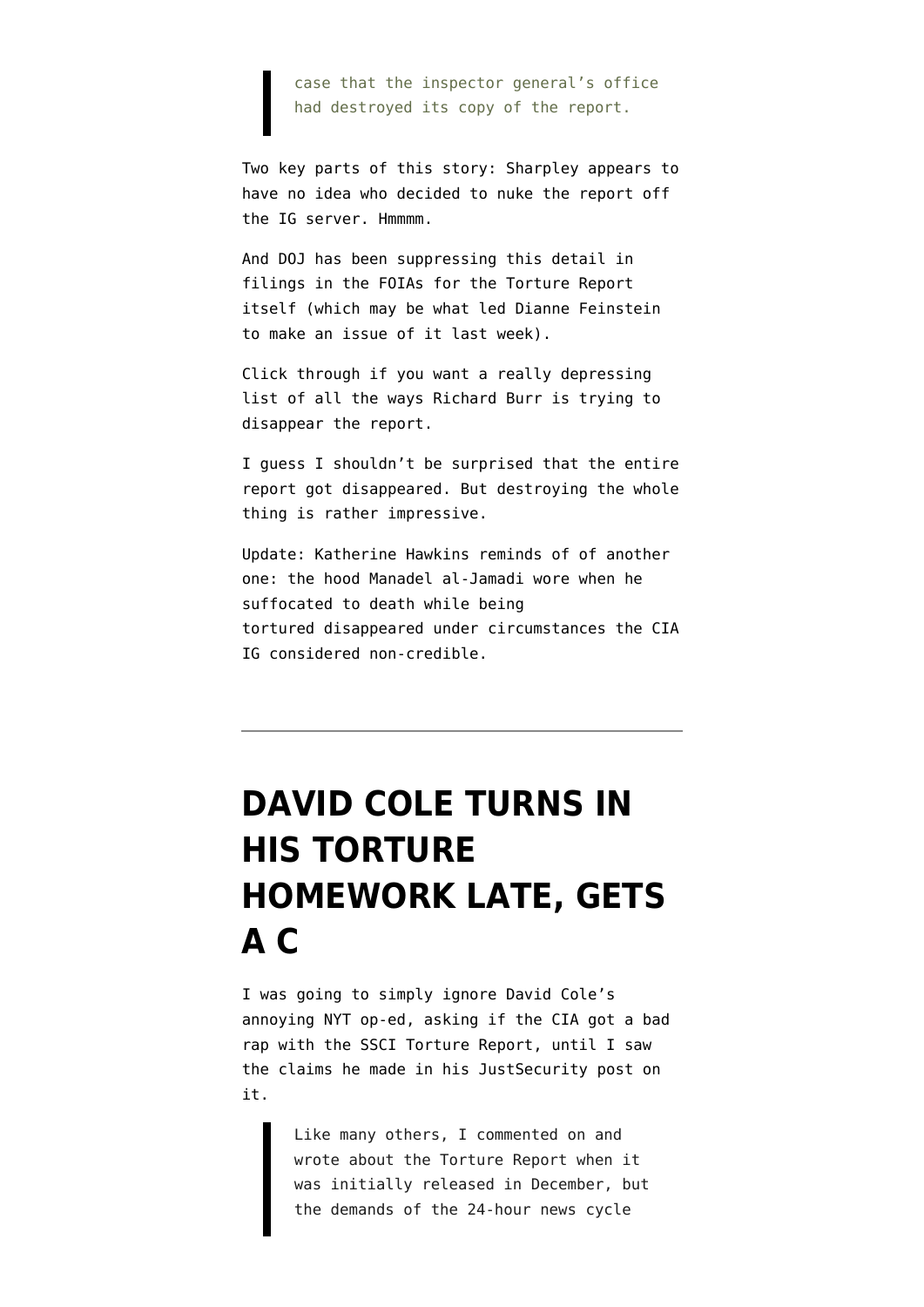> case that the inspector general's office had destroyed its copy of the report.

Two key parts of this story: Sharpley appears to have no idea who decided to nuke the report off the IG server. Hmmmm.

And DOJ has been suppressing this detail in filings in the FOIAs for the Torture Report itself (which may be what led Dianne Feinstein to make an issue of it last week).

Click through if you want a really depressing list of all the ways Richard Burr is trying to disappear the report.

I guess I shouldn't be surprised that the entire report got disappeared. But destroying the whole thing is rather impressive.

Update: Katherine Hawkins reminds of of another one: the hood Manadel al-Jamadi wore when he suffocated to death while being tortured disappeared under circumstances the CIA IG considered non-credible.

---

# DAVID COLE TURNS IN HIS TORTURE HOMEWORK LATE, GETS A C

I was going to simply ignore David Cole's annoying NYT op-ed, asking if the CIA got a bad rap with the SSCI Torture Report, until I saw the claims he made in his JustSecurity post on it.

> Like many others, I commented on and wrote about the Torture Report when it was initially released in December, but the demands of the 24-hour news cycle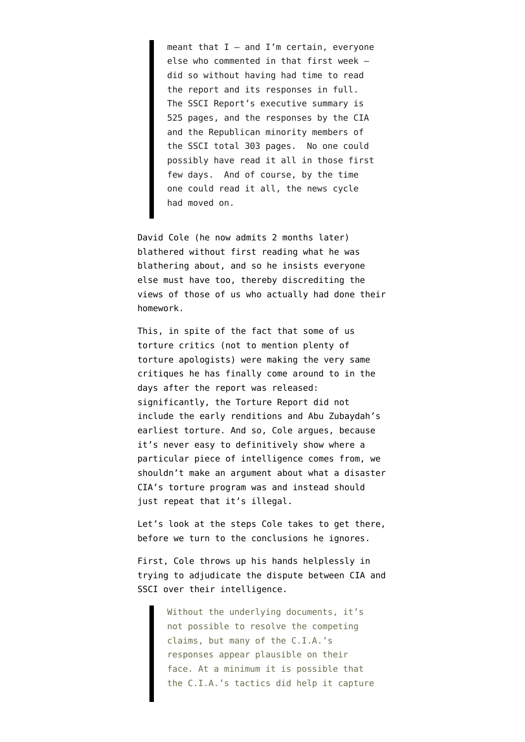> meant that I — and I'm certain, everyone else who commented in that first week — did so without having had time to read the report and its responses in full. The SSCI Report's executive summary is 525 pages, and the responses by the CIA and the Republican minority members of the SSCI total 303 pages. No one could possibly have read it all in those first few days. And of course, by the time one could read it all, the news cycle had moved on.

David Cole (he now admits 2 months later) blathered without first reading what he was blathering about, and so he insists everyone else must have too, thereby discrediting the views of those of us who actually had done their homework.

This, in spite of the fact that some of us torture critics (not to mention plenty of torture apologists) were making the very same critiques he has finally come around to in the days after the report was released: significantly, the Torture Report did not include the early renditions and Abu Zubaydah's earliest torture. And so, Cole argues, because it's never easy to definitively show where a particular piece of intelligence comes from, we shouldn't make an argument about what a disaster CIA's torture program was and instead should just repeat that it's illegal.

Let's look at the steps Cole takes to get there, before we turn to the conclusions he ignores.

First, Cole throws up his hands helplessly in trying to adjudicate the dispute between CIA and SSCI over their intelligence.

> Without the underlying documents, it's not possible to resolve the competing claims, but many of the C.I.A.'s responses appear plausible on their face. At a minimum it is possible that the C.I.A.'s tactics did help it capture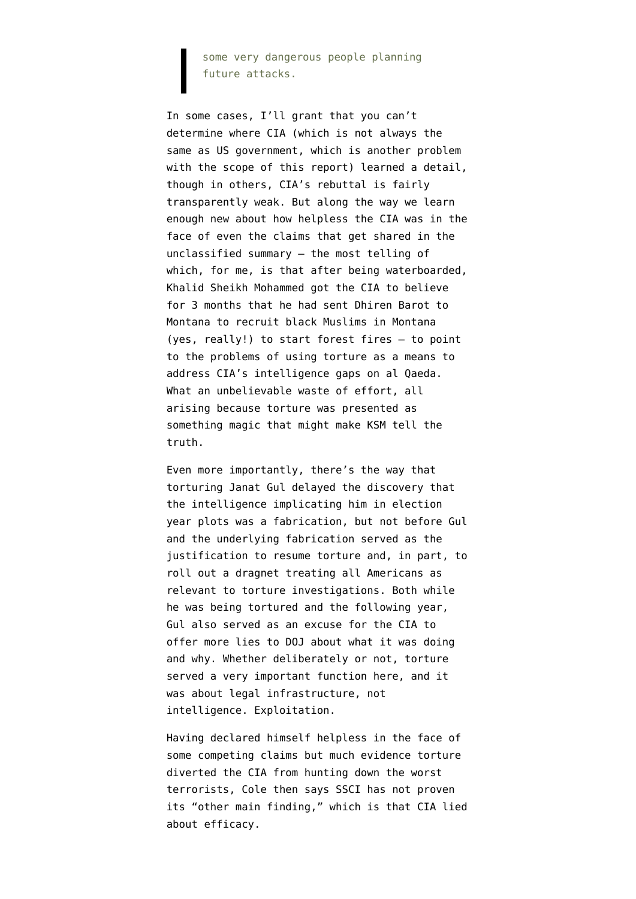> some very dangerous people planning future attacks.

In some cases, I'll grant that you can't determine where CIA (which is not always the same as US government, which is another problem with the scope of this report) learned a detail, though in others, CIA's rebuttal is fairly transparently weak. But along the way we learn enough new about how helpless the CIA was in the face of even the claims that get shared in the unclassified summary — the most telling of which, for me, is that after being waterboarded, Khalid Sheikh Mohammed got the CIA to believe for 3 months that he had sent Dhiren Barot to Montana to recruit black Muslims in Montana (yes, really!) to start forest fires — to point to the problems of using torture as a means to address CIA's intelligence gaps on al Qaeda. What an unbelievable waste of effort, all arising because torture was presented as something magic that might make KSM tell the truth.

Even more importantly, there's the way that torturing Janat Gul delayed the discovery that the intelligence implicating him in election year plots was a fabrication, but not before Gul and the underlying fabrication served as the justification to resume torture and, in part, to roll out a dragnet treating all Americans as relevant to torture investigations. Both while he was being tortured and the following year, Gul also served as an excuse for the CIA to offer more lies to DOJ about what it was doing and why. Whether deliberately or not, torture served a very important function here, and it was about legal infrastructure, not intelligence. Exploitation.

Having declared himself helpless in the face of some competing claims but much evidence torture diverted the CIA from hunting down the worst terrorists, Cole then says SSCI has not proven its "other main finding," which is that CIA lied about efficacy.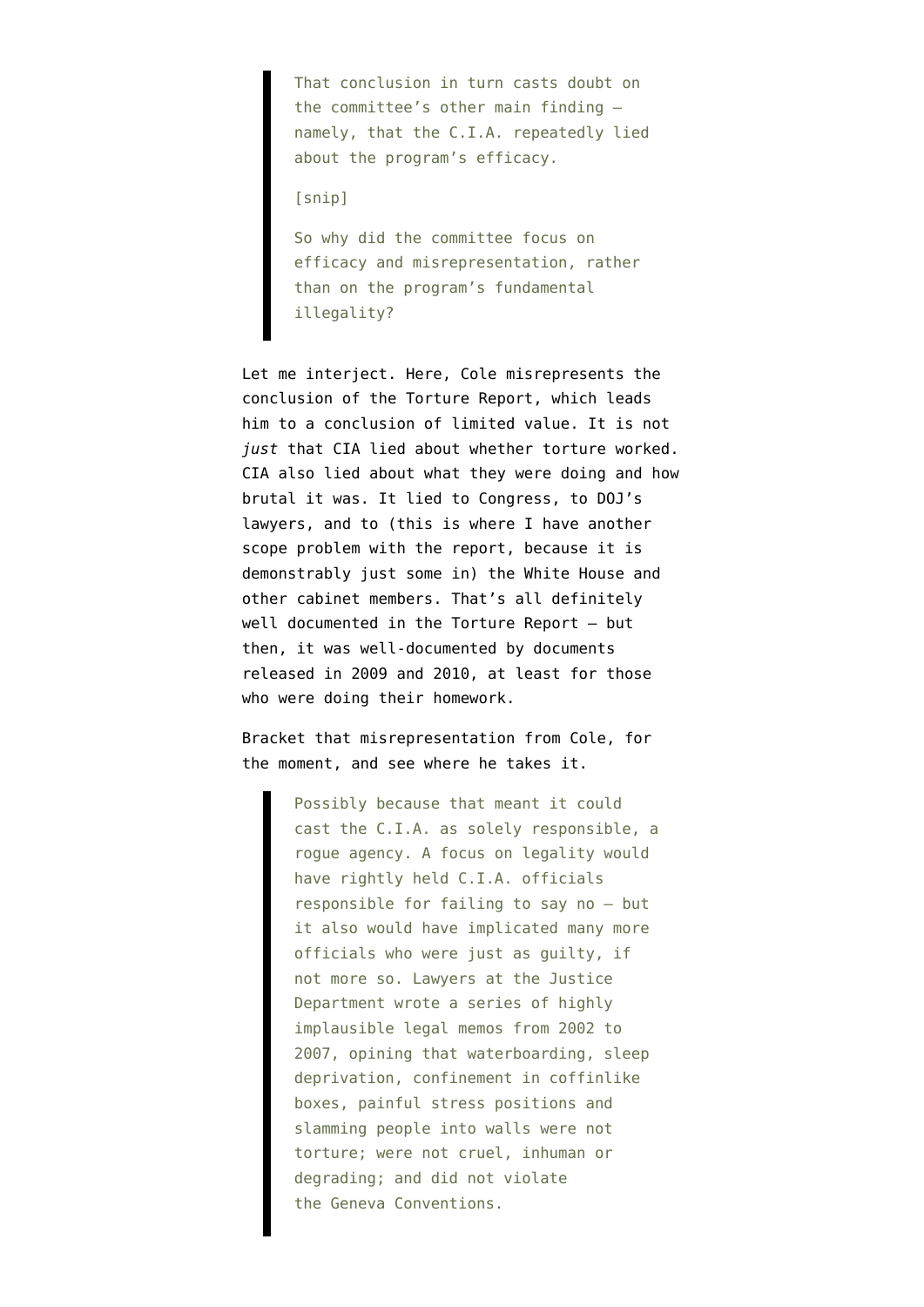> That conclusion in turn casts doubt on the committee's other main finding — namely, that the C.I.A. repeatedly lied about the program's efficacy.
>
> [snip]
>
> So why did the committee focus on efficacy and misrepresentation, rather than on the program's fundamental illegality?

Let me interject. Here, Cole misrepresents the conclusion of the Torture Report, which leads him to a conclusion of limited value. It is not *just* that CIA lied about whether torture worked. CIA also lied about what they were doing and how brutal it was. It lied to Congress, to DOJ's lawyers, and to (this is where I have another scope problem with the report, because it is demonstrably just some in) the White House and other cabinet members. That's all definitely well documented in the Torture Report — but then, it was well-documented by documents released in 2009 and 2010, at least for those who were doing their homework.

Bracket that misrepresentation from Cole, for the moment, and see where he takes it.

> Possibly because that meant it could cast the C.I.A. as solely responsible, a rogue agency. A focus on legality would have rightly held C.I.A. officials responsible for failing to say no — but it also would have implicated many more officials who were just as guilty, if not more so. Lawyers at the Justice Department wrote a series of highly implausible legal memos from 2002 to 2007, opining that waterboarding, sleep deprivation, confinement in coffinlike boxes, painful stress positions and slamming people into walls were not torture; were not cruel, inhuman or degrading; and did not violate the Geneva Conventions.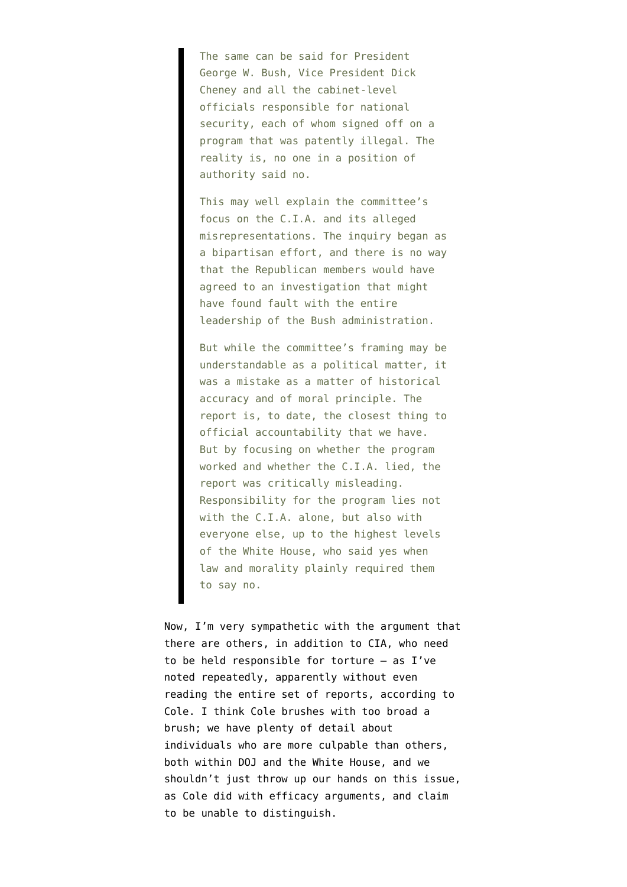> The same can be said for President George W. Bush, Vice President Dick Cheney and all the cabinet-level officials responsible for national security, each of whom signed off on a program that was patently illegal. The reality is, no one in a position of authority said no.
>
> This may well explain the committee's focus on the C.I.A. and its alleged misrepresentations. The inquiry began as a bipartisan effort, and there is no way that the Republican members would have agreed to an investigation that might have found fault with the entire leadership of the Bush administration.
>
> But while the committee's framing may be understandable as a political matter, it was a mistake as a matter of historical accuracy and of moral principle. The report is, to date, the closest thing to official accountability that we have. But by focusing on whether the program worked and whether the C.I.A. lied, the report was critically misleading. Responsibility for the program lies not with the C.I.A. alone, but also with everyone else, up to the highest levels of the White House, who said yes when law and morality plainly required them to say no.

Now, I'm very sympathetic with the argument that there are others, in addition to CIA, who need to be held responsible for torture — as I've noted repeatedly, apparently without even reading the entire set of reports, according to Cole. I think Cole brushes with too broad a brush; we have plenty of detail about individuals who are more culpable than others, both within DOJ and the White House, and we shouldn't just throw up our hands on this issue, as Cole did with efficacy arguments, and claim to be unable to distinguish.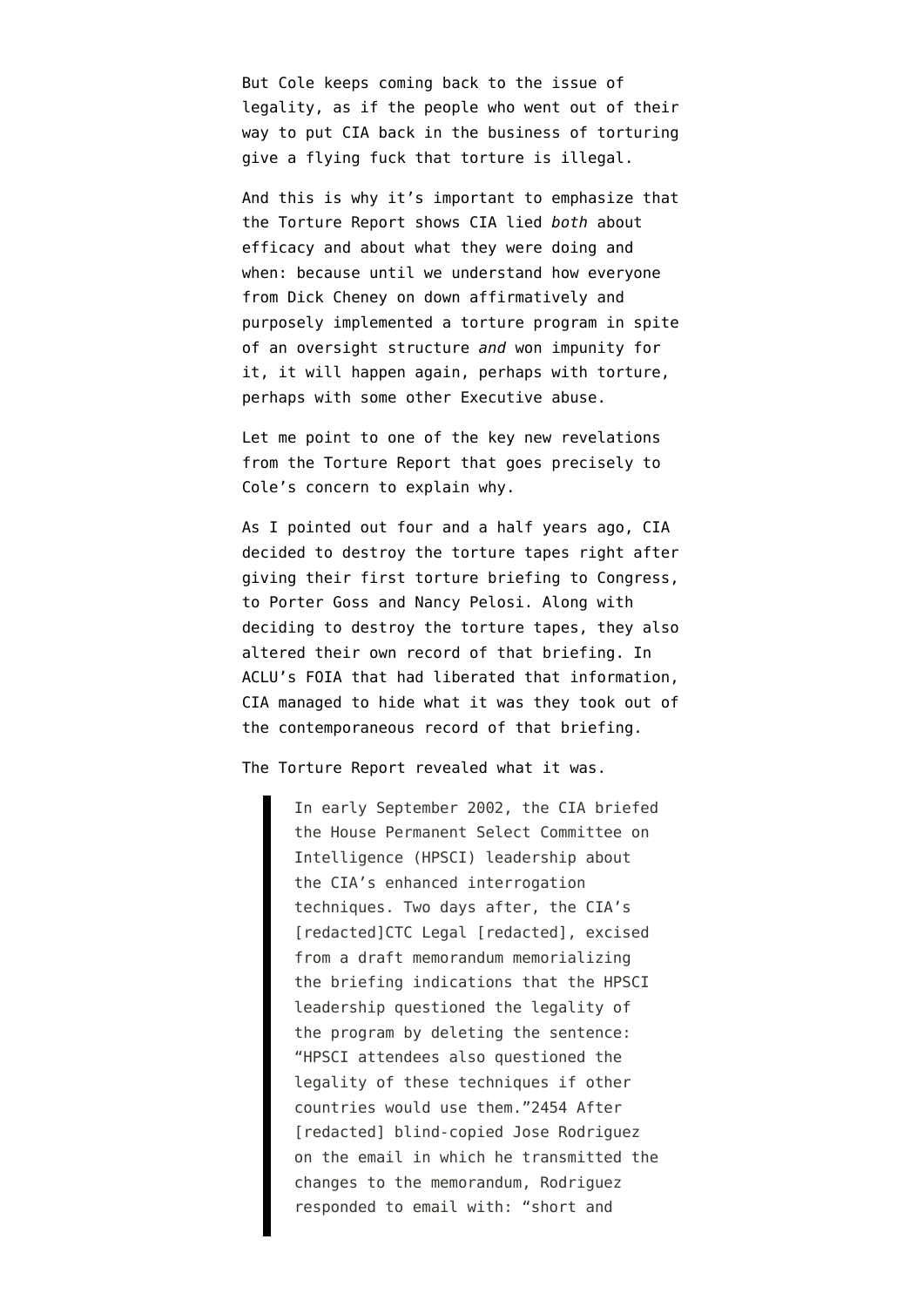But Cole keeps coming back to the issue of legality, as if the people who went out of their way to put CIA back in the business of torturing give a flying fuck that torture is illegal.

And this is why it's important to emphasize that the Torture Report shows CIA lied *both* about efficacy and about what they were doing and when: because until we understand how everyone from Dick Cheney on down affirmatively and purposely implemented a torture program in spite of an oversight structure *and* won impunity for it, it will happen again, perhaps with torture, perhaps with some other Executive abuse.

Let me point to one of the key new revelations from the Torture Report that goes precisely to Cole's concern to explain why.

As I pointed out four and a half years ago, CIA decided to destroy the torture tapes right after giving their first torture briefing to Congress, to Porter Goss and Nancy Pelosi. Along with deciding to destroy the torture tapes, they also altered their own record of that briefing. In ACLU's FOIA that had liberated that information, CIA managed to hide what it was they took out of the contemporaneous record of that briefing.

The Torture Report revealed what it was.

> In early September 2002, the CIA briefed the House Permanent Select Committee on Intelligence (HPSCI) leadership about the CIA's enhanced interrogation techniques. Two days after, the CIA's [redacted]CTC Legal [redacted], excised from a draft memorandum memorializing the briefing indications that the HPSCI leadership questioned the legality of the program by deleting the sentence: "HPSCI attendees also questioned the legality of these techniques if other countries would use them."2454 After [redacted] blind-copied Jose Rodriguez on the email in which he transmitted the changes to the memorandum, Rodriguez responded to email with: "short and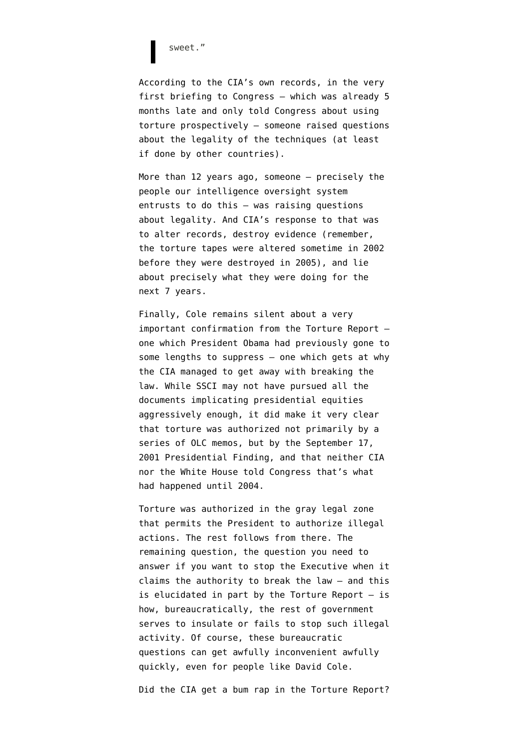> sweet."

According to the CIA's own records, in the very first briefing to Congress — which was already 5 months late and only told Congress about using torture prospectively — someone raised questions about the legality of the techniques (at least if done by other countries).

More than 12 years ago, someone — precisely the people our intelligence oversight system entrusts to do this — was raising questions about legality. And CIA's response to that was to alter records, destroy evidence (remember, the torture tapes were altered sometime in 2002 before they were destroyed in 2005), and lie about precisely what they were doing for the next 7 years.

Finally, Cole remains silent about a very important confirmation from the Torture Report — one which President Obama had previously gone to some lengths to suppress — one which gets at why the CIA managed to get away with breaking the law. While SSCI may not have pursued all the documents implicating presidential equities aggressively enough, it did make it very clear that torture was authorized not primarily by a series of OLC memos, but by the September 17, 2001 Presidential Finding, and that neither CIA nor the White House told Congress that's what had happened until 2004.

Torture was authorized in the gray legal zone that permits the President to authorize illegal actions. The rest follows from there. The remaining question, the question you need to answer if you want to stop the Executive when it claims the authority to break the law — and this is elucidated in part by the Torture Report — is how, bureaucratically, the rest of government serves to insulate or fails to stop such illegal activity. Of course, these bureaucratic questions can get awfully inconvenient awfully quickly, even for people like David Cole.

Did the CIA get a bum rap in the Torture Report?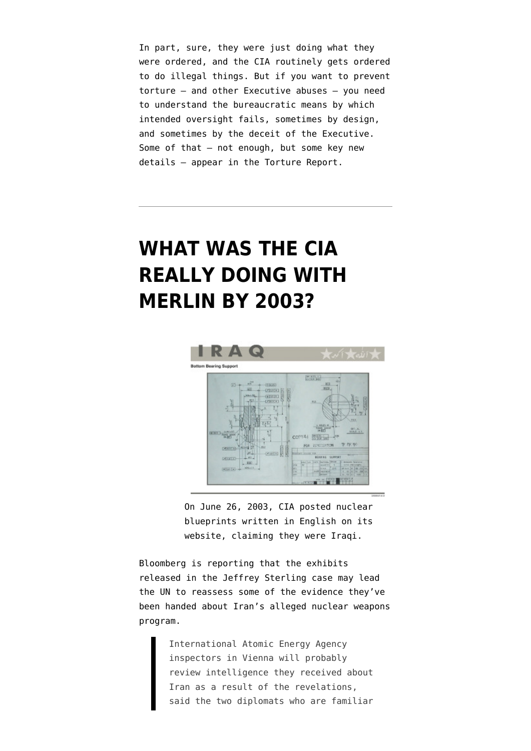In part, sure, they were just doing what they were ordered, and the CIA routinely gets ordered to do illegal things. But if you want to prevent torture — and other Executive abuses — you need to understand the bureaucratic means by which intended oversight fails, sometimes by design, and sometimes by the deceit of the Executive. Some of that — not enough, but some key new details — appear in the Torture Report.

---

# WHAT WAS THE CIA REALLY DOING WITH MERLIN BY 2003?

On June 26, 2003, CIA posted nuclear blueprints written in English on its website, claiming they were Iraqi.

Bloomberg is reporting that the exhibits released in the Jeffrey Sterling case may lead the UN to reassess some of the evidence they've been handed about Iran's alleged nuclear weapons program.

> International Atomic Energy Agency inspectors in Vienna will probably review intelligence they received about Iran as a result of the revelations, said the two diplomats who are familiar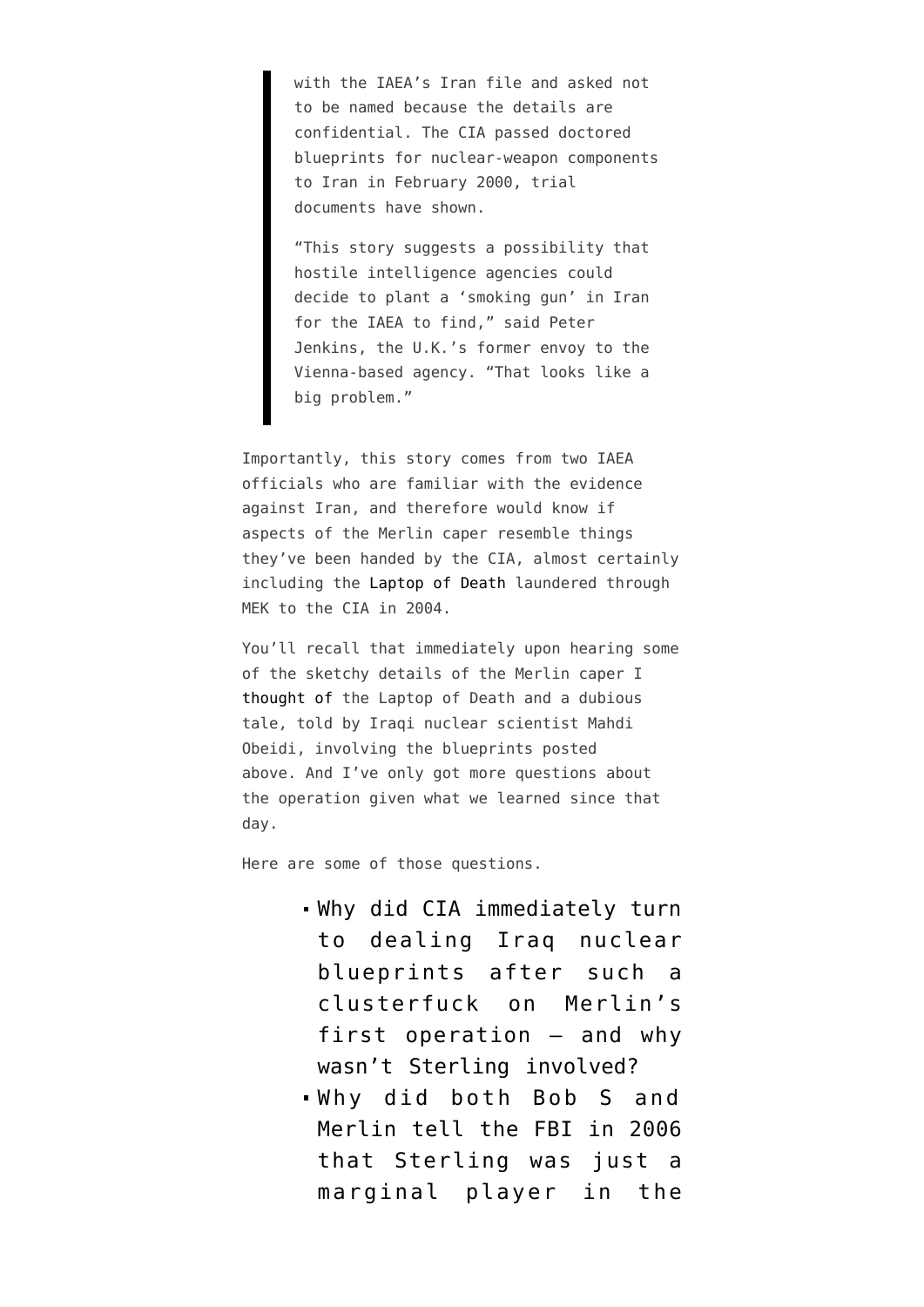> with the IAEA's Iran file and asked not to be named because the details are confidential. The CIA passed doctored blueprints for nuclear-weapon components to Iran in February 2000, trial documents have shown.
>
> "This story suggests a possibility that hostile intelligence agencies could decide to plant a 'smoking gun' in Iran for the IAEA to find," said Peter Jenkins, the U.K.'s former envoy to the Vienna-based agency. "That looks like a big problem."

Importantly, this story comes from two IAEA officials who are familiar with the evidence against Iran, and therefore would know if aspects of the Merlin caper resemble things they've been handed by the CIA, almost certainly including the Laptop of Death laundered through MEK to the CIA in 2004.

You'll recall that immediately upon hearing some of the sketchy details of the Merlin caper I thought of the Laptop of Death and a dubious tale, told by Iraqi nuclear scientist Mahdi Obeidi, involving the blueprints posted above. And I've only got more questions about the operation given what we learned since that day.

Here are some of those questions.

- Why did CIA immediately turn to dealing Iraq nuclear blueprints after such a clusterfuck on Merlin's first operation — and why wasn't Sterling involved?
- Why did both Bob S and Merlin tell the FBI in 2006 that Sterling was just a marginal player in the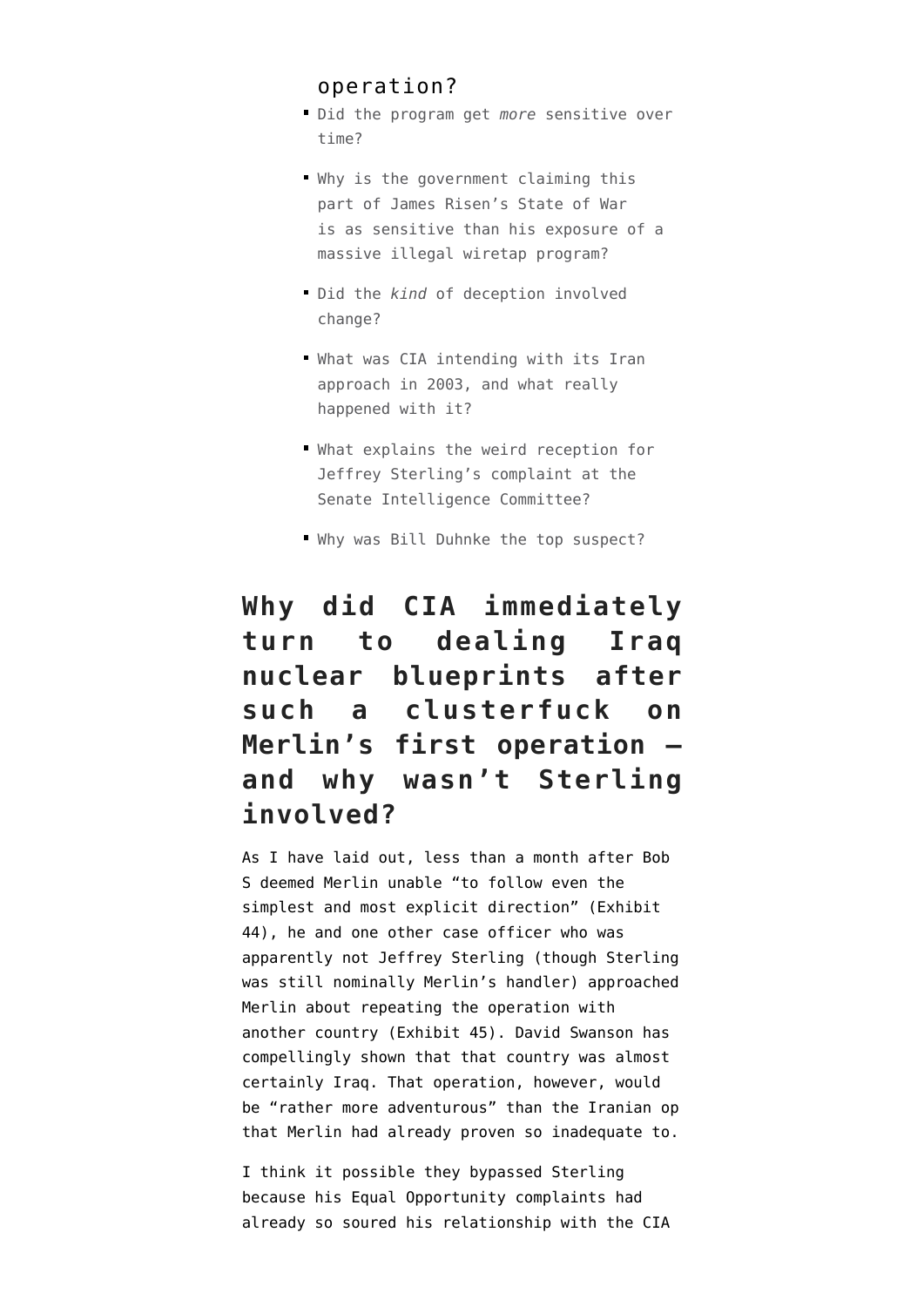operation?

- Did the program get *more* sensitive over time?
- Why is the government claiming this part of James Risen's State of War is as sensitive than his exposure of a massive illegal wiretap program?
- Did the *kind* of deception involved change?
- What was CIA intending with its Iran approach in 2003, and what really happened with it?
- What explains the weird reception for Jeffrey Sterling's complaint at the Senate Intelligence Committee?
- Why was Bill Duhnke the top suspect?

## Why did CIA immediately turn to dealing Iraq nuclear blueprints after such a clusterfuck on Merlin's first operation — and why wasn't Sterling involved?

As I have laid out, less than a month after Bob S deemed Merlin unable "to follow even the simplest and most explicit direction" (Exhibit 44), he and one other case officer who was apparently not Jeffrey Sterling (though Sterling was still nominally Merlin's handler) approached Merlin about repeating the operation with another country (Exhibit 45). David Swanson has compellingly shown that that country was almost certainly Iraq. That operation, however, would be "rather more adventurous" than the Iranian op that Merlin had already proven so inadequate to.

I think it possible they bypassed Sterling because his Equal Opportunity complaints had already so soured his relationship with the CIA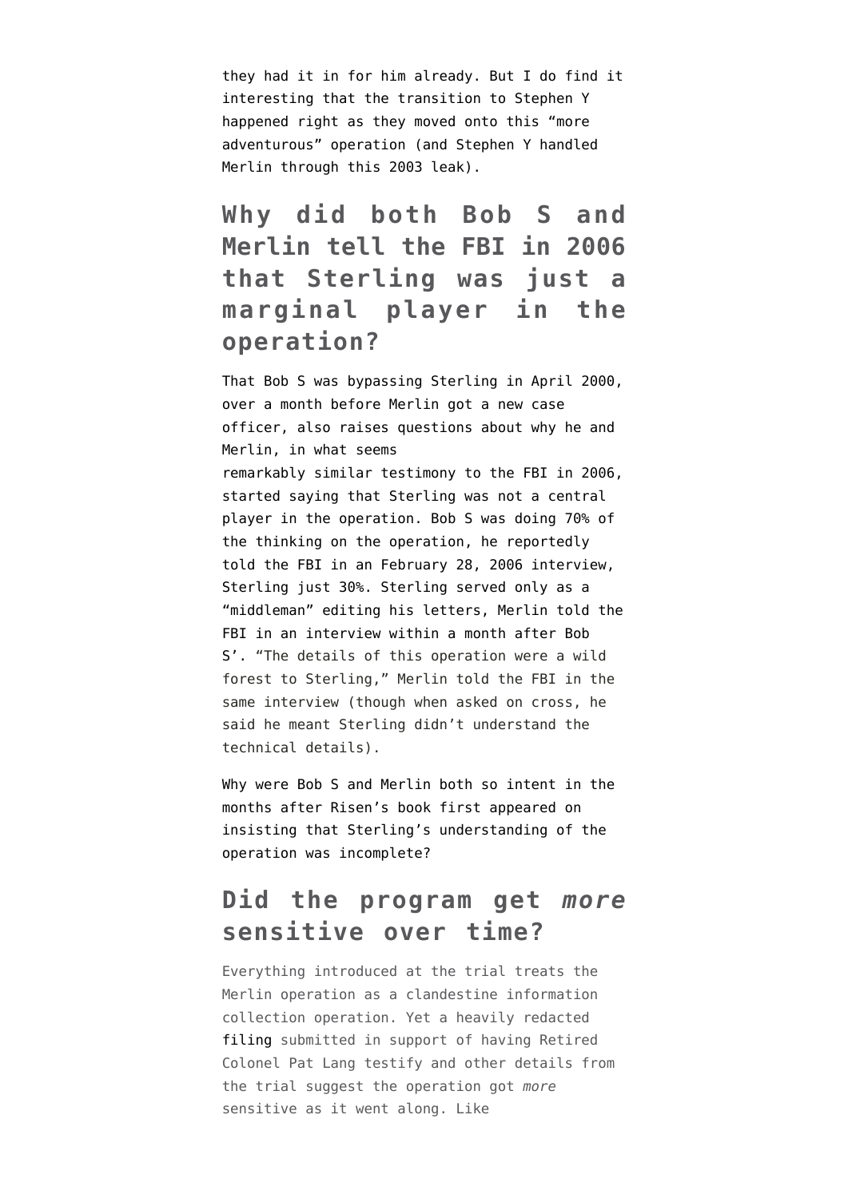they had it in for him already. But I do find it interesting that the transition to Stephen Y happened right as they moved onto this "more adventurous" operation (and Stephen Y handled Merlin through this 2003 leak).

## Why did both Bob S and Merlin tell the FBI in 2006 that Sterling was just a marginal player in the operation?

That Bob S was bypassing Sterling in April 2000, over a month before Merlin got a new case officer, also raises questions about why he and Merlin, in what seems remarkably similar testimony to the FBI in 2006, started saying that Sterling was not a central player in the operation. Bob S was doing 70% of the thinking on the operation, he reportedly told the FBI in an February 28, 2006 interview, Sterling just 30%. Sterling served only as a "middleman" editing his letters, Merlin told the FBI in an interview within a month after Bob S'. "The details of this operation were a wild forest to Sterling," Merlin told the FBI in the same interview (though when asked on cross, he said he meant Sterling didn't understand the technical details).

Why were Bob S and Merlin both so intent in the months after Risen's book first appeared on insisting that Sterling's understanding of the operation was incomplete?

## Did the program get *more* sensitive over time?

Everything introduced at the trial treats the Merlin operation as a clandestine information collection operation. Yet a heavily redacted filing submitted in support of having Retired Colonel Pat Lang testify and other details from the trial suggest the operation got *more* sensitive as it went along. Like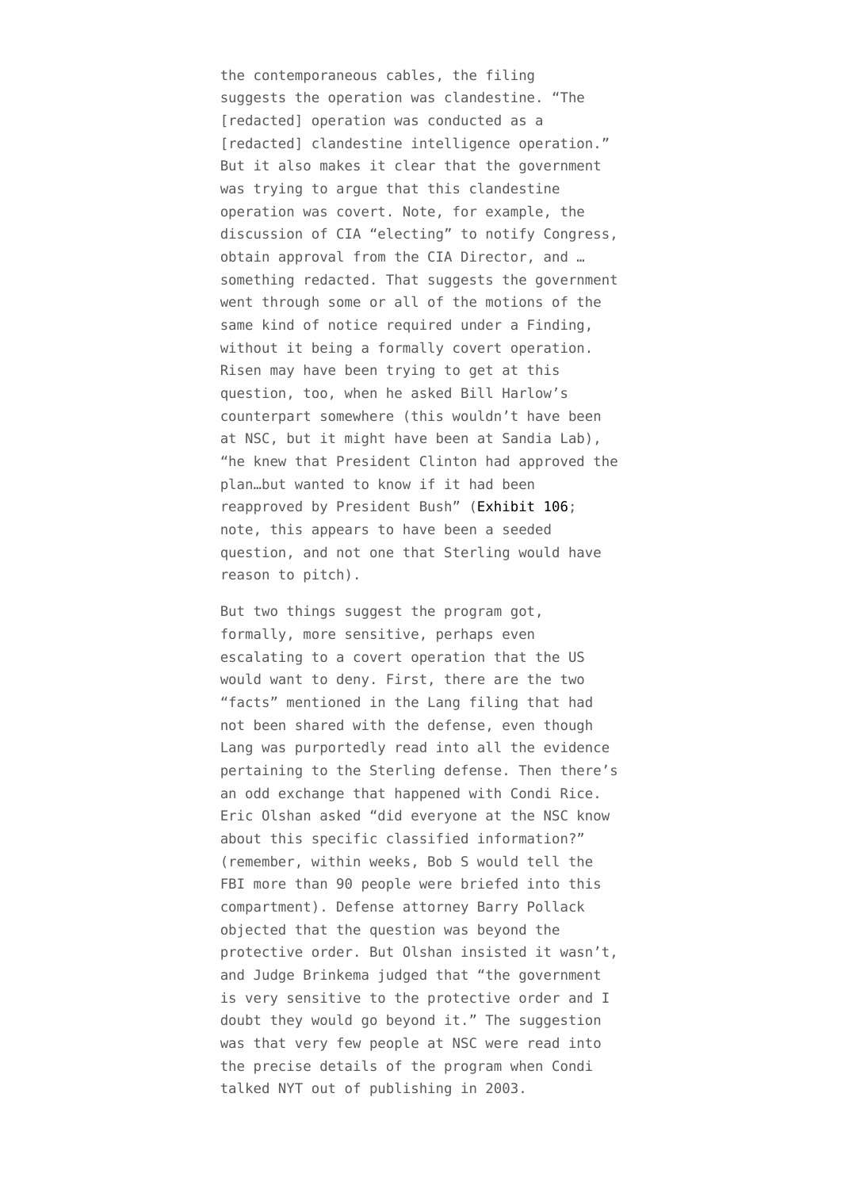the contemporaneous cables, the filing suggests the operation was clandestine. "The [redacted] operation was conducted as a [redacted] clandestine intelligence operation." But it also makes it clear that the government was trying to argue that this clandestine operation was covert. Note, for example, the discussion of CIA "electing" to notify Congress, obtain approval from the CIA Director, and … something redacted. That suggests the government went through some or all of the motions of the same kind of notice required under a Finding, without it being a formally covert operation. Risen may have been trying to get at this question, too, when he asked Bill Harlow's counterpart somewhere (this wouldn't have been at NSC, but it might have been at Sandia Lab), "he knew that President Clinton had approved the plan…but wanted to know if it had been reapproved by President Bush" (Exhibit 106; note, this appears to have been a seeded question, and not one that Sterling would have reason to pitch).

But two things suggest the program got, formally, more sensitive, perhaps even escalating to a covert operation that the US would want to deny. First, there are the two "facts" mentioned in the Lang filing that had not been shared with the defense, even though Lang was purportedly read into all the evidence pertaining to the Sterling defense. Then there's an odd exchange that happened with Condi Rice. Eric Olshan asked "did everyone at the NSC know about this specific classified information?" (remember, within weeks, Bob S would tell the FBI more than 90 people were briefed into this compartment). Defense attorney Barry Pollack objected that the question was beyond the protective order. But Olshan insisted it wasn't, and Judge Brinkema judged that "the government is very sensitive to the protective order and I doubt they would go beyond it." The suggestion was that very few people at NSC were read into the precise details of the program when Condi talked NYT out of publishing in 2003.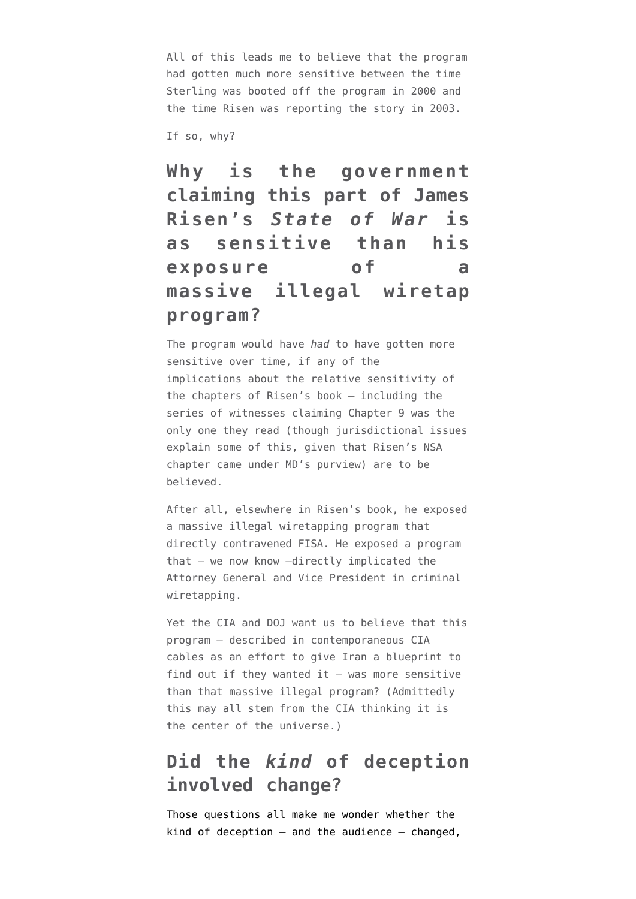All of this leads me to believe that the program had gotten much more sensitive between the time Sterling was booted off the program in 2000 and the time Risen was reporting the story in 2003.

If so, why?

## Why is the government claiming this part of James Risen's *State of War* is as sensitive than his exposure of a massive illegal wiretap program?

The program would have *had* to have gotten more sensitive over time, if any of the implications about the relative sensitivity of the chapters of Risen's book — including the series of witnesses claiming Chapter 9 was the only one they read (though jurisdictional issues explain some of this, given that Risen's NSA chapter came under MD's purview) are to be believed.

After all, elsewhere in Risen's book, he exposed a massive illegal wiretapping program that directly contravened FISA. He exposed a program that — we now know —directly implicated the Attorney General and Vice President in criminal wiretapping.

Yet the CIA and DOJ want us to believe that this program — described in contemporaneous CIA cables as an effort to give Iran a blueprint to find out if they wanted it — was more sensitive than that massive illegal program? (Admittedly this may all stem from the CIA thinking it is the center of the universe.)

## Did the *kind* of deception involved change?

Those questions all make me wonder whether the kind of deception — and the audience — changed,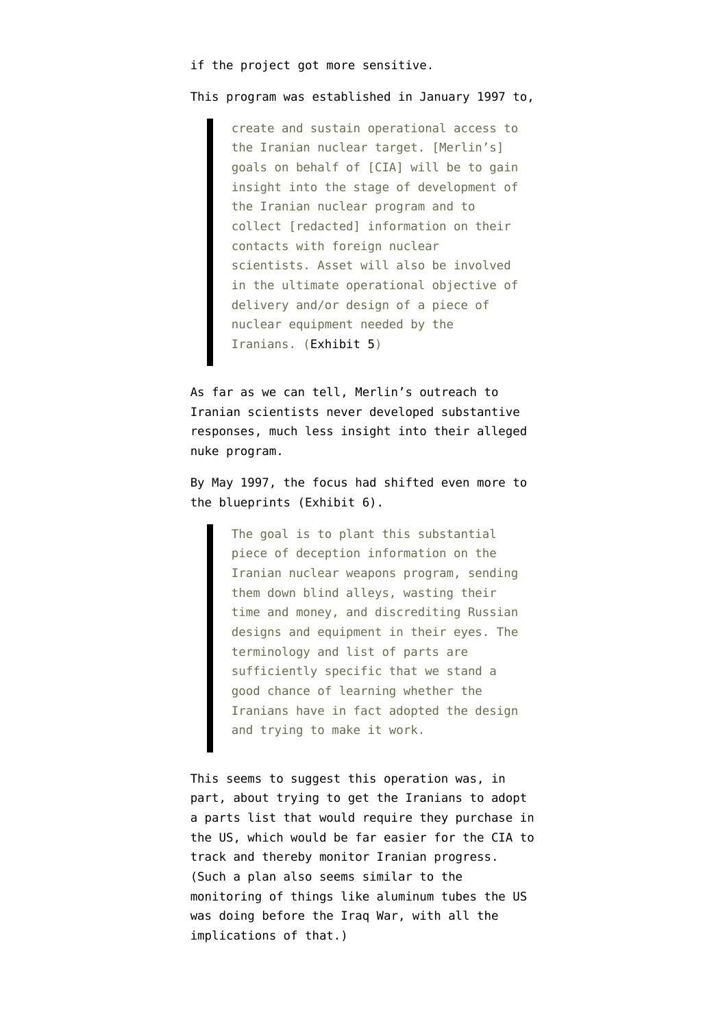if the project got more sensitive.

This program was established in January 1997 to,

> create and sustain operational access to the Iranian nuclear target. [Merlin's] goals on behalf of [CIA] will be to gain insight into the stage of development of the Iranian nuclear program and to collect [redacted] information on their contacts with foreign nuclear scientists. Asset will also be involved in the ultimate operational objective of delivery and/or design of a piece of nuclear equipment needed by the Iranians. (Exhibit 5)

As far as we can tell, Merlin's outreach to Iranian scientists never developed substantive responses, much less insight into their alleged nuke program.

By May 1997, the focus had shifted even more to the blueprints (Exhibit 6).

> The goal is to plant this substantial piece of deception information on the Iranian nuclear weapons program, sending them down blind alleys, wasting their time and money, and discrediting Russian designs and equipment in their eyes. The terminology and list of parts are sufficiently specific that we stand a good chance of learning whether the Iranians have in fact adopted the design and trying to make it work.

This seems to suggest this operation was, in part, about trying to get the Iranians to adopt a parts list that would require they purchase in the US, which would be far easier for the CIA to track and thereby monitor Iranian progress. (Such a plan also seems similar to the monitoring of things like aluminum tubes the US was doing before the Iraq War, with all the implications of that.)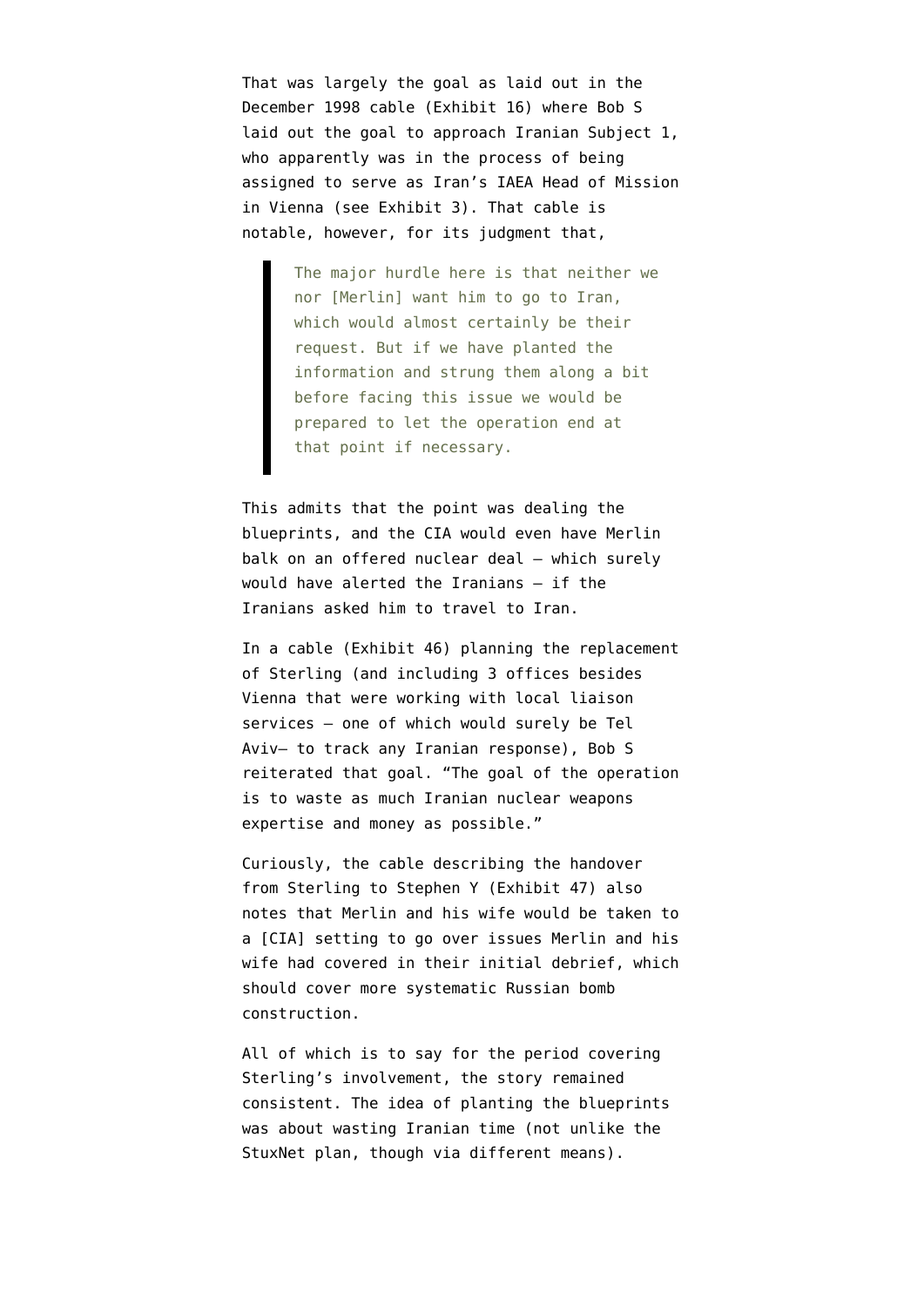That was largely the goal as laid out in the December 1998 cable (Exhibit 16) where Bob S laid out the goal to approach Iranian Subject 1, who apparently was in the process of being assigned to serve as Iran's IAEA Head of Mission in Vienna (see Exhibit 3). That cable is notable, however, for its judgment that,

> The major hurdle here is that neither we nor [Merlin] want him to go to Iran, which would almost certainly be their request. But if we have planted the information and strung them along a bit before facing this issue we would be prepared to let the operation end at that point if necessary.

This admits that the point was dealing the blueprints, and the CIA would even have Merlin balk on an offered nuclear deal — which surely would have alerted the Iranians — if the Iranians asked him to travel to Iran.

In a cable (Exhibit 46) planning the replacement of Sterling (and including 3 offices besides Vienna that were working with local liaison services — one of which would surely be Tel Aviv— to track any Iranian response), Bob S reiterated that goal. "The goal of the operation is to waste as much Iranian nuclear weapons expertise and money as possible."

Curiously, the cable describing the handover from Sterling to Stephen Y (Exhibit 47) also notes that Merlin and his wife would be taken to a [CIA] setting to go over issues Merlin and his wife had covered in their initial debrief, which should cover more systematic Russian bomb construction.

All of which is to say for the period covering Sterling's involvement, the story remained consistent. The idea of planting the blueprints was about wasting Iranian time (not unlike the StuxNet plan, though via different means).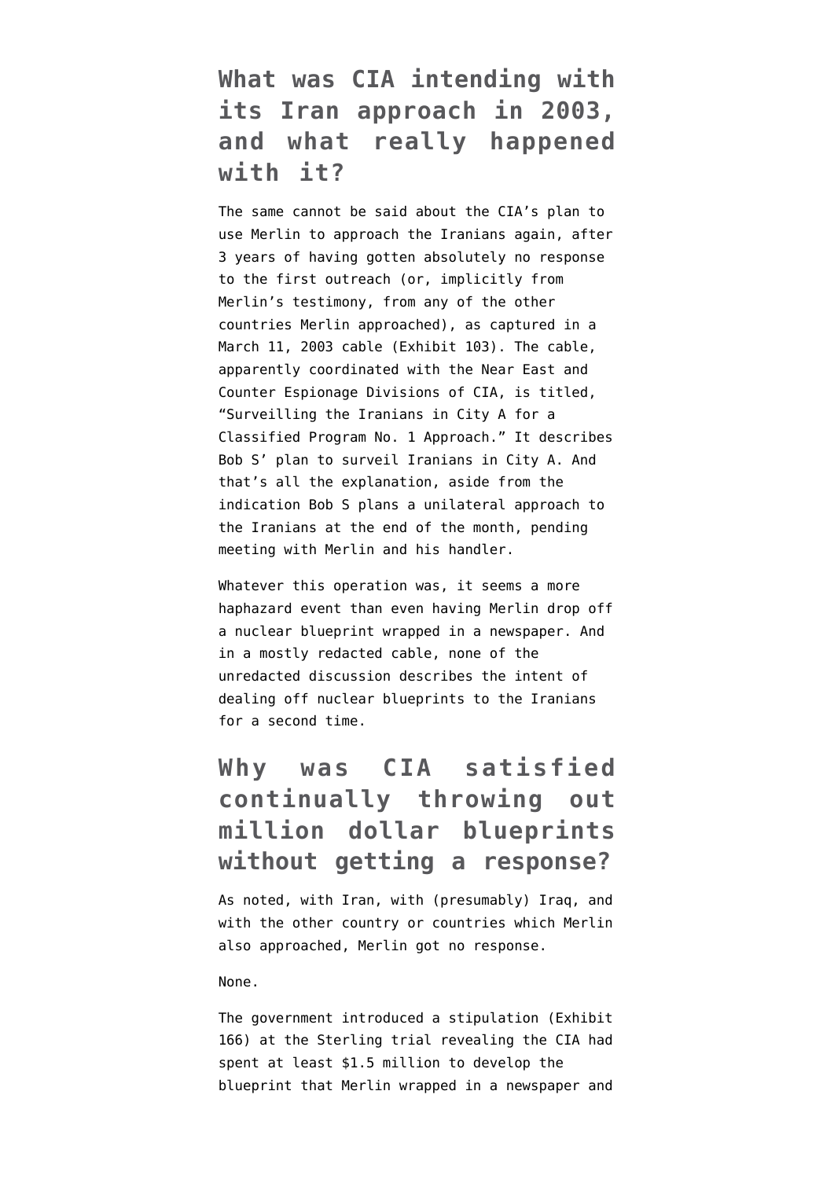## What was CIA intending with its Iran approach in 2003, and what really happened with it?

The same cannot be said about the CIA's plan to use Merlin to approach the Iranians again, after 3 years of having gotten absolutely no response to the first outreach (or, implicitly from Merlin's testimony, from any of the other countries Merlin approached), as captured in a March 11, 2003 cable (Exhibit 103). The cable, apparently coordinated with the Near East and Counter Espionage Divisions of CIA, is titled, "Surveilling the Iranians in City A for a Classified Program No. 1 Approach." It describes Bob S' plan to surveil Iranians in City A. And that's all the explanation, aside from the indication Bob S plans a unilateral approach to the Iranians at the end of the month, pending meeting with Merlin and his handler.

Whatever this operation was, it seems a more haphazard event than even having Merlin drop off a nuclear blueprint wrapped in a newspaper. And in a mostly redacted cable, none of the unredacted discussion describes the intent of dealing off nuclear blueprints to the Iranians for a second time.

## Why was CIA satisfied continually throwing out million dollar blueprints without getting a response?

As noted, with Iran, with (presumably) Iraq, and with the other country or countries which Merlin also approached, Merlin got no response.

None.

The government introduced a stipulation (Exhibit 166) at the Sterling trial revealing the CIA had spent at least $1.5 million to develop the blueprint that Merlin wrapped in a newspaper and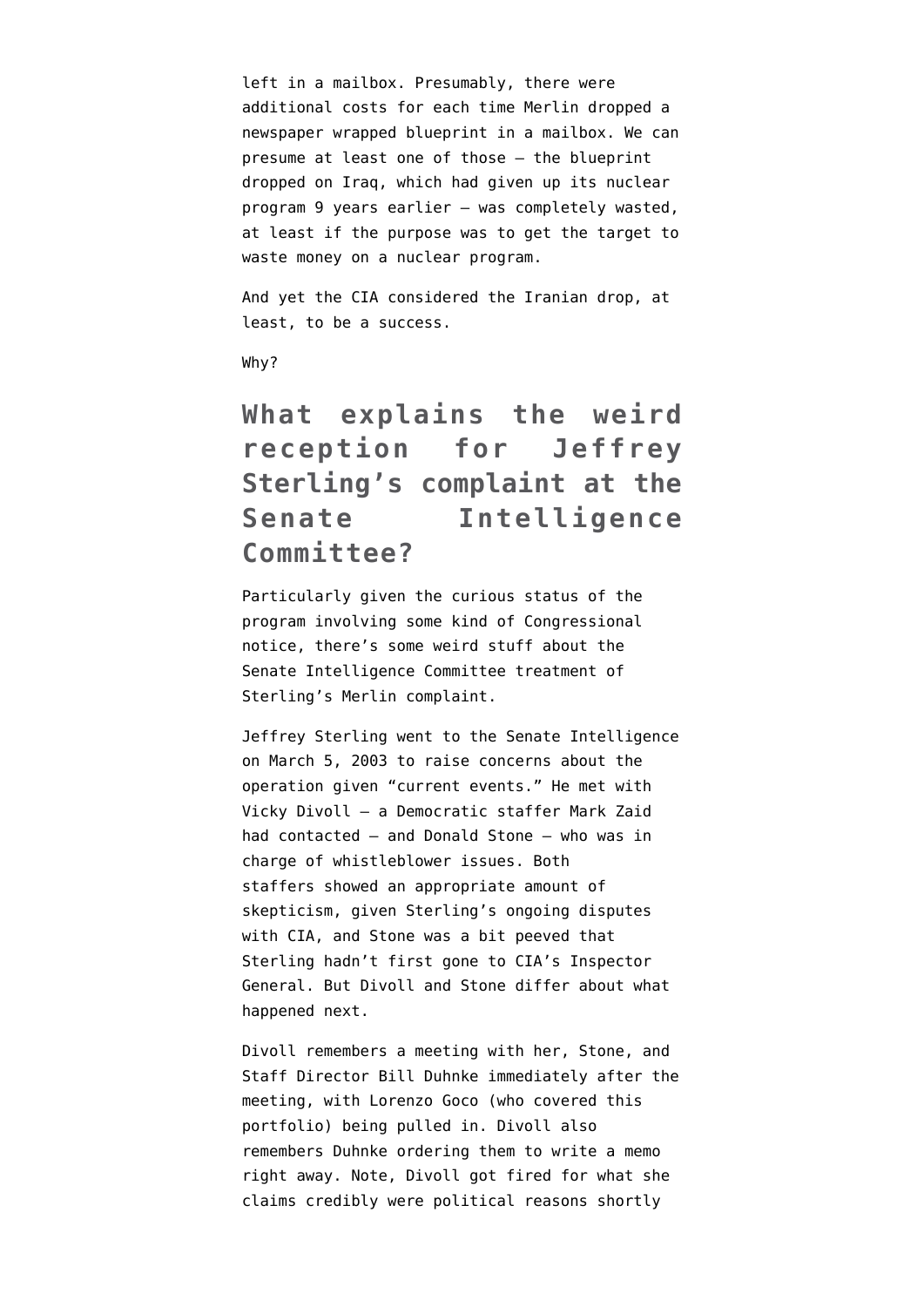left in a mailbox. Presumably, there were additional costs for each time Merlin dropped a newspaper wrapped blueprint in a mailbox. We can presume at least one of those — the blueprint dropped on Iraq, which had given up its nuclear program 9 years earlier — was completely wasted, at least if the purpose was to get the target to waste money on a nuclear program.

And yet the CIA considered the Iranian drop, at least, to be a success.

Why?

## What explains the weird reception for Jeffrey Sterling's complaint at the Senate Intelligence Committee?

Particularly given the curious status of the program involving some kind of Congressional notice, there's some weird stuff about the Senate Intelligence Committee treatment of Sterling's Merlin complaint.

Jeffrey Sterling went to the Senate Intelligence on March 5, 2003 to raise concerns about the operation given "current events." He met with Vicky Divoll — a Democratic staffer Mark Zaid had contacted — and Donald Stone — who was in charge of whistleblower issues. Both staffers showed an appropriate amount of skepticism, given Sterling's ongoing disputes with CIA, and Stone was a bit peeved that Sterling hadn't first gone to CIA's Inspector General. But Divoll and Stone differ about what happened next.

Divoll remembers a meeting with her, Stone, and Staff Director Bill Duhnke immediately after the meeting, with Lorenzo Goco (who covered this portfolio) being pulled in. Divoll also remembers Duhnke ordering them to write a memo right away. Note, Divoll got fired for what she claims credibly were political reasons shortly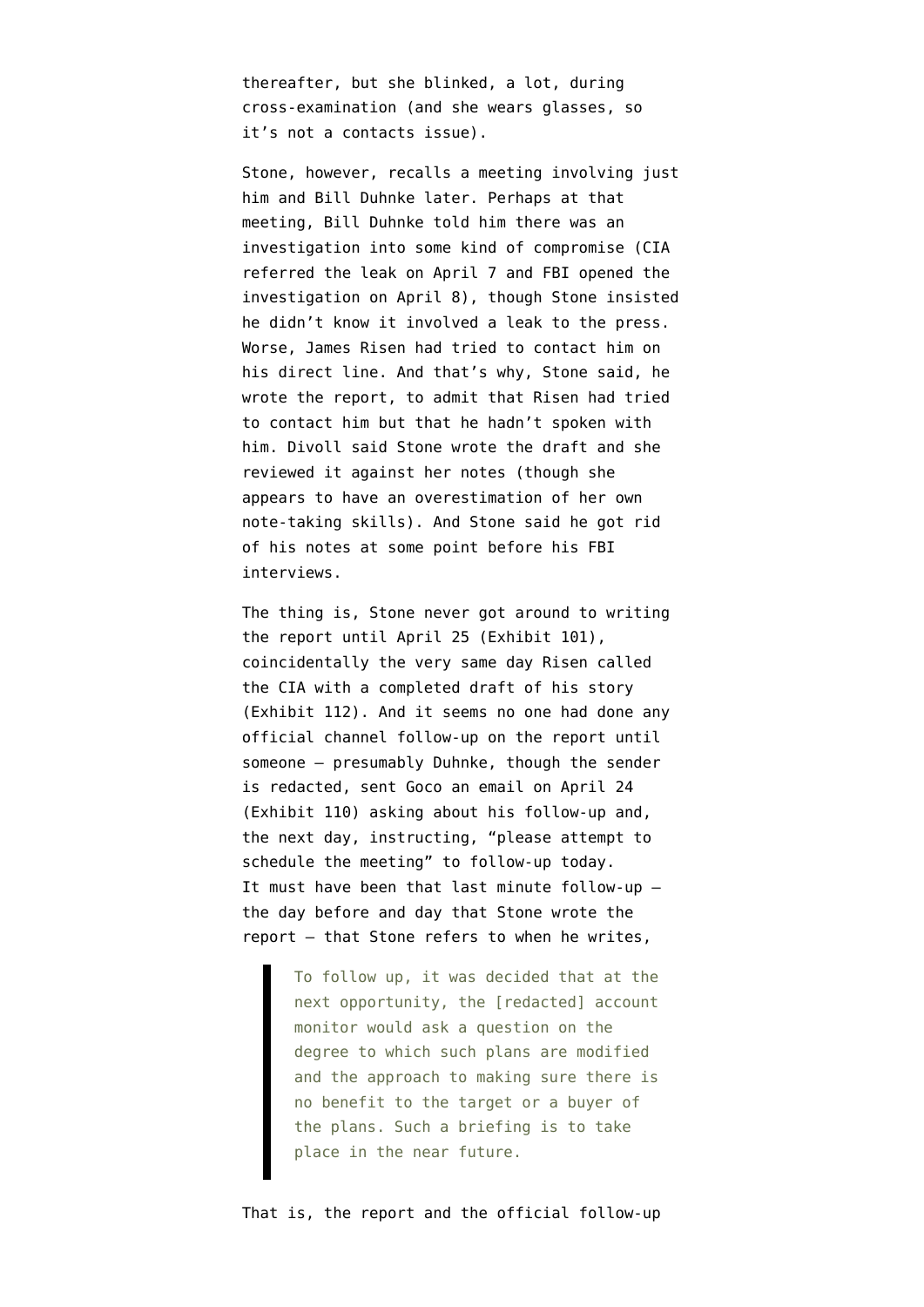thereafter, but she blinked, a lot, during cross-examination (and she wears glasses, so it's not a contacts issue).

Stone, however, recalls a meeting involving just him and Bill Duhnke later. Perhaps at that meeting, Bill Duhnke told him there was an investigation into some kind of compromise (CIA referred the leak on April 7 and FBI opened the investigation on April 8), though Stone insisted he didn't know it involved a leak to the press. Worse, James Risen had tried to contact him on his direct line. And that's why, Stone said, he wrote the report, to admit that Risen had tried to contact him but that he hadn't spoken with him. Divoll said Stone wrote the draft and she reviewed it against her notes (though she appears to have an overestimation of her own note-taking skills). And Stone said he got rid of his notes at some point before his FBI interviews.

The thing is, Stone never got around to writing the report until April 25 (Exhibit 101), coincidentally the very same day Risen called the CIA with a completed draft of his story (Exhibit 112). And it seems no one had done any official channel follow-up on the report until someone — presumably Duhnke, though the sender is redacted, sent Goco an email on April 24 (Exhibit 110) asking about his follow-up and, the next day, instructing, "please attempt to schedule the meeting" to follow-up today. It must have been that last minute follow-up — the day before and day that Stone wrote the report — that Stone refers to when he writes,

> To follow up, it was decided that at the next opportunity, the [redacted] account monitor would ask a question on the degree to which such plans are modified and the approach to making sure there is no benefit to the target or a buyer of the plans. Such a briefing is to take place in the near future.

That is, the report and the official follow-up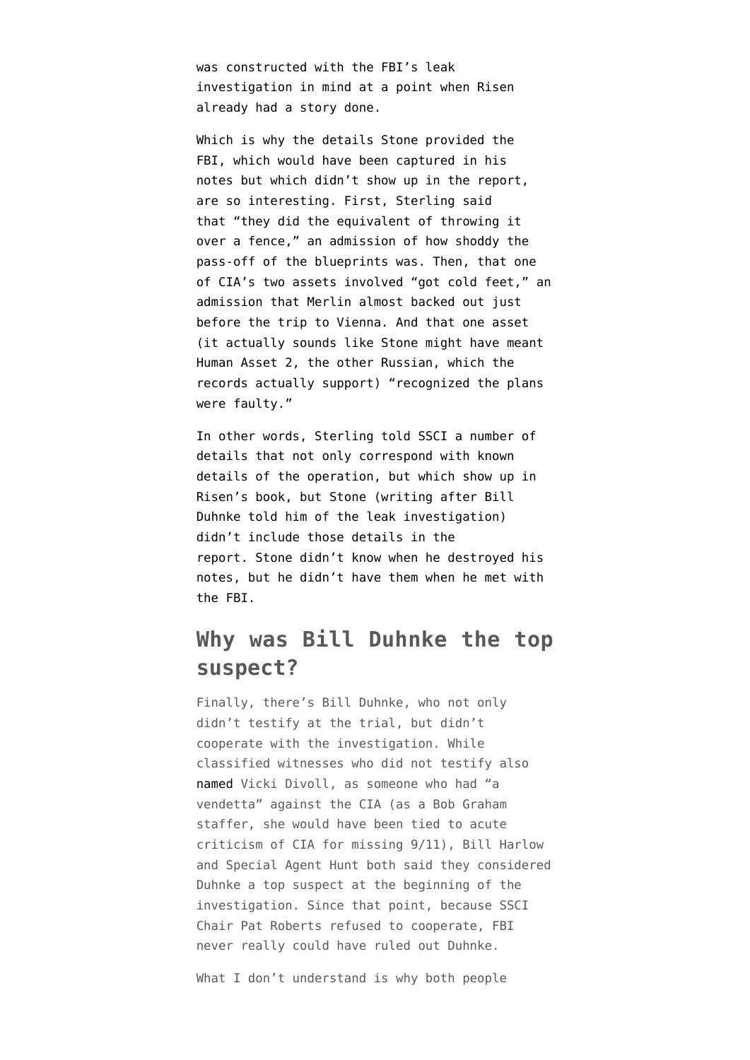was constructed with the FBI's leak investigation in mind at a point when Risen already had a story done.

Which is why the details Stone provided the FBI, which would have been captured in his notes but which didn't show up in the report, are so interesting. First, Sterling said that "they did the equivalent of throwing it over a fence," an admission of how shoddy the pass-off of the blueprints was. Then, that one of CIA's two assets involved "got cold feet," an admission that Merlin almost backed out just before the trip to Vienna. And that one asset (it actually sounds like Stone might have meant Human Asset 2, the other Russian, which the records actually support) "recognized the plans were faulty."

In other words, Sterling told SSCI a number of details that not only correspond with known details of the operation, but which show up in Risen's book, but Stone (writing after Bill Duhnke told him of the leak investigation) didn't include those details in the report. Stone didn't know when he destroyed his notes, but he didn't have them when he met with the FBI.

## Why was Bill Duhnke the top suspect?

Finally, there's Bill Duhnke, who not only didn't testify at the trial, but didn't cooperate with the investigation. While classified witnesses who did not testify also named Vicki Divoll, as someone who had "a vendetta" against the CIA (as a Bob Graham staffer, she would have been tied to acute criticism of CIA for missing 9/11), Bill Harlow and Special Agent Hunt both said they considered Duhnke a top suspect at the beginning of the investigation. Since that point, because SSCI Chair Pat Roberts refused to cooperate, FBI never really could have ruled out Duhnke.

What I don't understand is why both people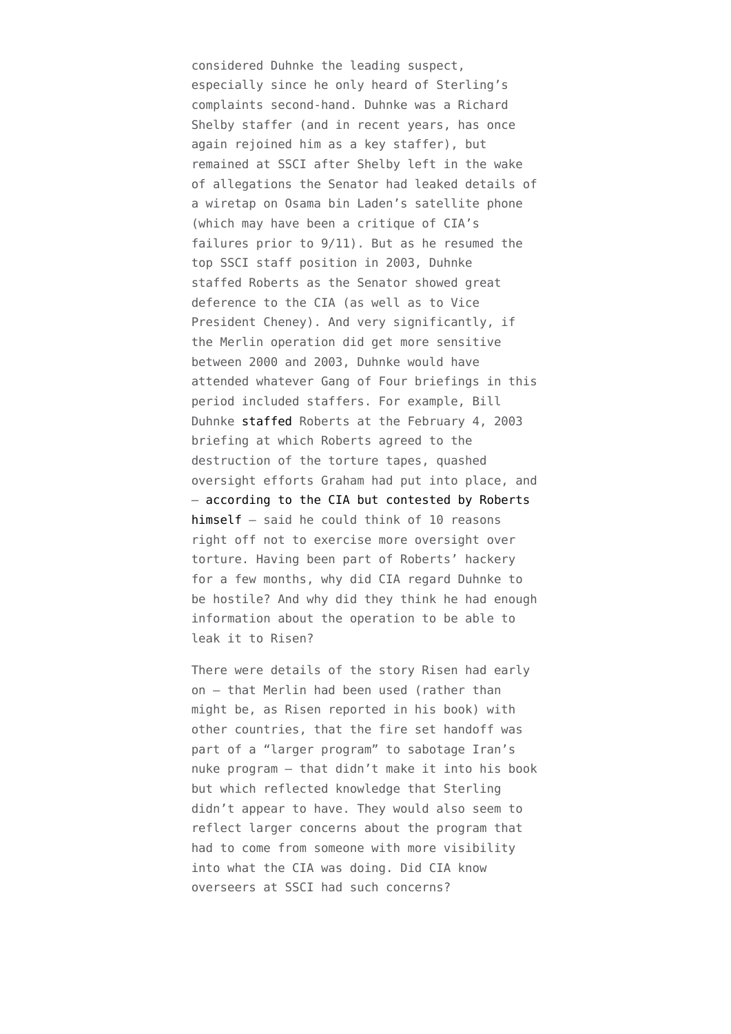considered Duhnke the leading suspect, especially since he only heard of Sterling's complaints second-hand. Duhnke was a Richard Shelby staffer (and in recent years, has once again rejoined him as a key staffer), but remained at SSCI after Shelby left in the wake of allegations the Senator had leaked details of a wiretap on Osama bin Laden's satellite phone (which may have been a critique of CIA's failures prior to 9/11). But as he resumed the top SSCI staff position in 2003, Duhnke staffed Roberts as the Senator showed great deference to the CIA (as well as to Vice President Cheney). And very significantly, if the Merlin operation did get more sensitive between 2000 and 2003, Duhnke would have attended whatever Gang of Four briefings in this period included staffers. For example, Bill Duhnke staffed Roberts at the February 4, 2003 briefing at which Roberts agreed to the destruction of the torture tapes, quashed oversight efforts Graham had put into place, and — according to the CIA but contested by Roberts himself — said he could think of 10 reasons right off not to exercise more oversight over torture. Having been part of Roberts' hackery for a few months, why did CIA regard Duhnke to be hostile? And why did they think he had enough information about the operation to be able to leak it to Risen?

There were details of the story Risen had early on — that Merlin had been used (rather than might be, as Risen reported in his book) with other countries, that the fire set handoff was part of a "larger program" to sabotage Iran's nuke program — that didn't make it into his book but which reflected knowledge that Sterling didn't appear to have. They would also seem to reflect larger concerns about the program that had to come from someone with more visibility into what the CIA was doing. Did CIA know overseers at SSCI had such concerns?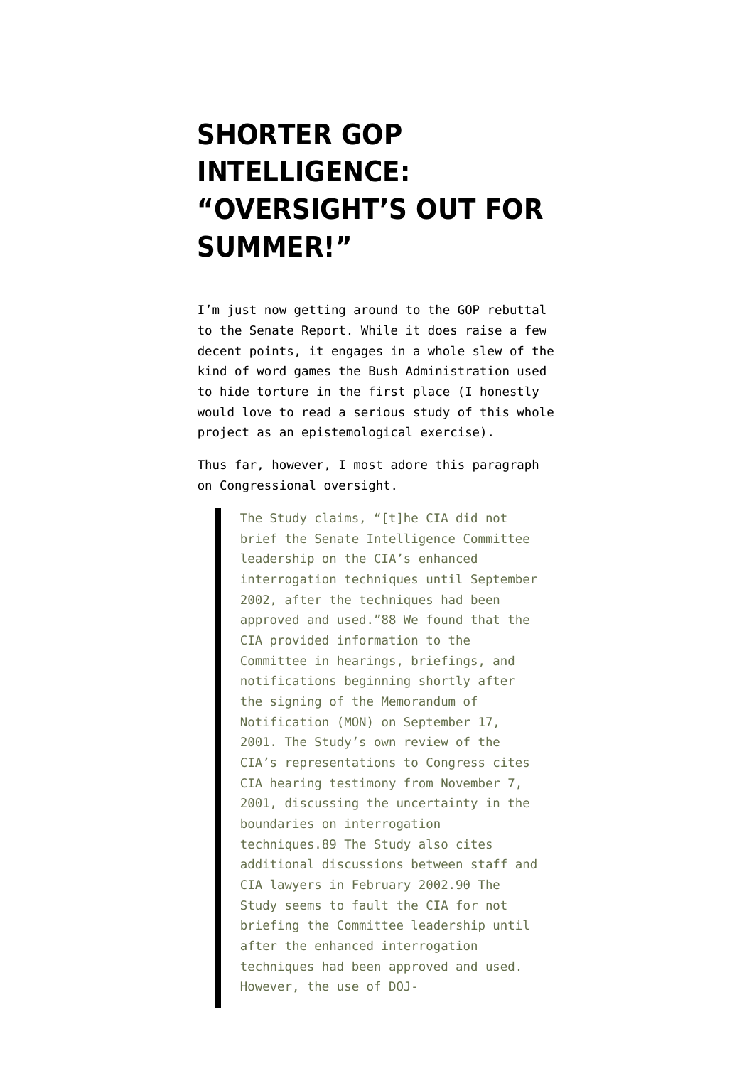# SHORTER GOP INTELLIGENCE: "OVERSIGHT'S OUT FOR SUMMER!"

I'm just now getting around to the GOP rebuttal to the Senate Report. While it does raise a few decent points, it engages in a whole slew of the kind of word games the Bush Administration used to hide torture in the first place (I honestly would love to read a serious study of this whole project as an epistemological exercise).

Thus far, however, I most adore this paragraph on Congressional oversight.

> The Study claims, "[t]he CIA did not brief the Senate Intelligence Committee leadership on the CIA's enhanced interrogation techniques until September 2002, after the techniques had been approved and used."88 We found that the CIA provided information to the Committee in hearings, briefings, and notifications beginning shortly after the signing of the Memorandum of Notification (MON) on September 17, 2001. The Study's own review of the CIA's representations to Congress cites CIA hearing testimony from November 7, 2001, discussing the uncertainty in the boundaries on interrogation techniques.89 The Study also cites additional discussions between staff and CIA lawyers in February 2002.90 The Study seems to fault the CIA for not briefing the Committee leadership until after the enhanced interrogation techniques had been approved and used. However, the use of DOJ-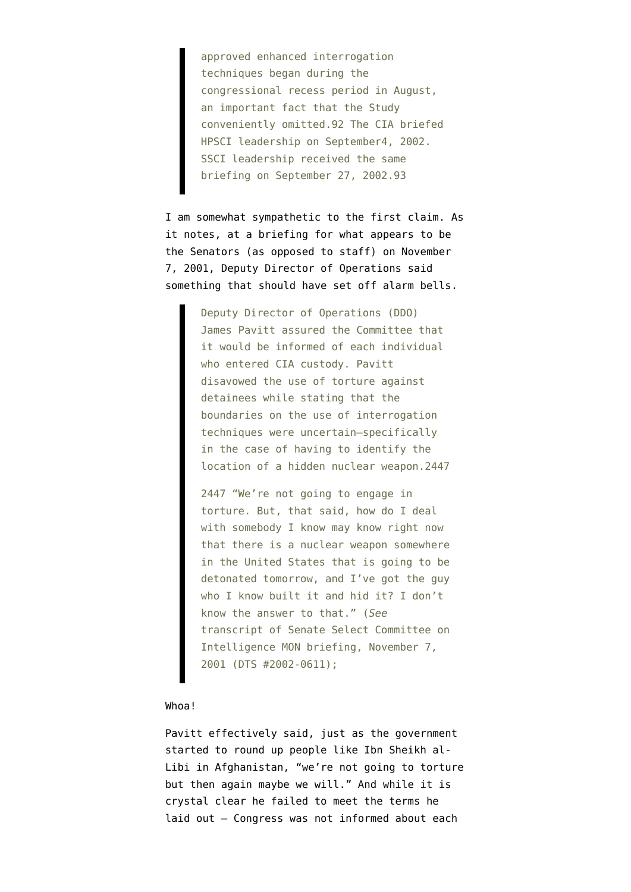> approved enhanced interrogation techniques began during the congressional recess period in August, an important fact that the Study conveniently omitted.92 The CIA briefed HPSCI leadership on September4, 2002. SSCI leadership received the same briefing on September 27, 2002.93

I am somewhat sympathetic to the first claim. As it notes, at a briefing for what appears to be the Senators (as opposed to staff) on November 7, 2001, Deputy Director of Operations said something that should have set off alarm bells.

> Deputy Director of Operations (DDO) James Pavitt assured the Committee that it would be informed of each individual who entered CIA custody. Pavitt disavowed the use of torture against detainees while stating that the boundaries on the use of interrogation techniques were uncertain—specifically in the case of having to identify the location of a hidden nuclear weapon.2447
>
> 2447 "We're not going to engage in torture. But, that said, how do I deal with somebody I know may know right now that there is a nuclear weapon somewhere in the United States that is going to be detonated tomorrow, and I've got the guy who I know built it and hid it? I don't know the answer to that." (*See* transcript of Senate Select Committee on Intelligence MON briefing, November 7, 2001 (DTS #2002-0611);

Whoa!

Pavitt effectively said, just as the government started to round up people like Ibn Sheikh al-Libi in Afghanistan, "we're not going to torture but then again maybe we will." And while it is crystal clear he failed to meet the terms he laid out — Congress was not informed about each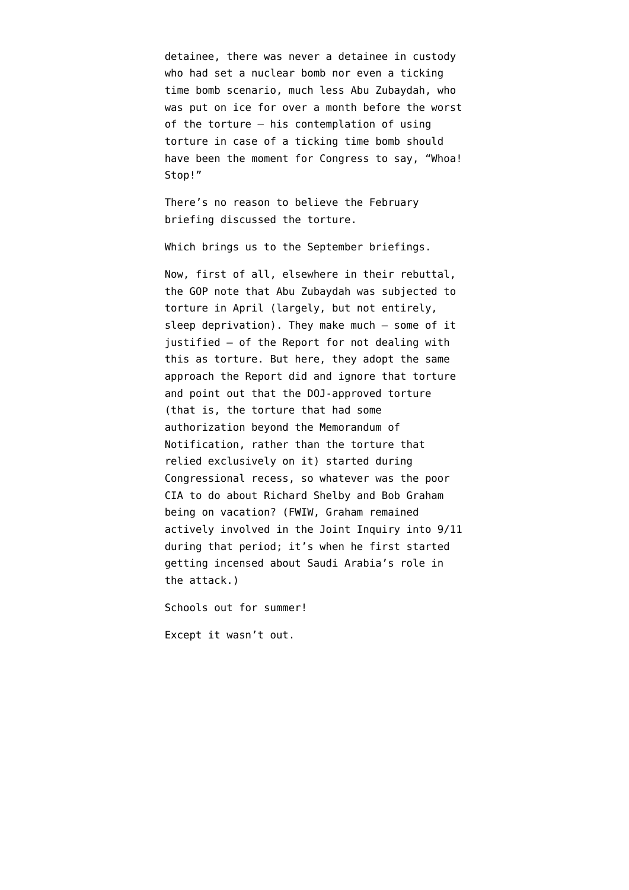detainee, there was never a detainee in custody who had set a nuclear bomb nor even a ticking time bomb scenario, much less Abu Zubaydah, who was put on ice for over a month before the worst of the torture — his contemplation of using torture in case of a ticking time bomb should have been the moment for Congress to say, "Whoa! Stop!"

There's no reason to believe the February briefing discussed the torture.

Which brings us to the September briefings.

Now, first of all, elsewhere in their rebuttal, the GOP note that Abu Zubaydah was subjected to torture in April (largely, but not entirely, sleep deprivation). They make much — some of it justified — of the Report for not dealing with this as torture. But here, they adopt the same approach the Report did and ignore that torture and point out that the DOJ-approved torture (that is, the torture that had some authorization beyond the Memorandum of Notification, rather than the torture that relied exclusively on it) started during Congressional recess, so whatever was the poor CIA to do about Richard Shelby and Bob Graham being on vacation? (FWIW, Graham remained actively involved in the Joint Inquiry into 9/11 during that period; it's when he first started getting incensed about Saudi Arabia's role in the attack.)

Schools out for summer!

Except it wasn't out.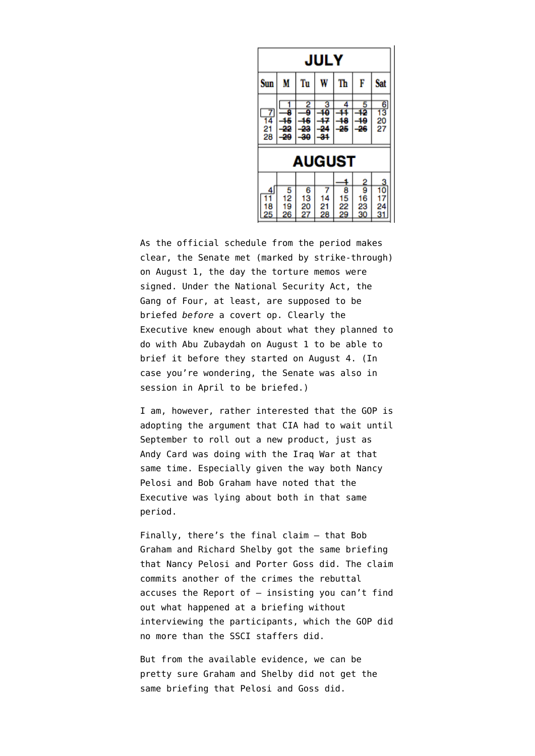**JULY**

| Sun | M | Tu | W | Th | F | Sat |
|---|---|---|---|---|---|---|
| | 1 | 2 | 3 | 4 | 5 | 6 |
| 7 | ~~8~~ | ~~9~~ | ~~10~~ | ~~11~~ | ~~12~~ | 13 |
| 14 | ~~15~~ | ~~16~~ | ~~17~~ | ~~18~~ | ~~19~~ | 20 |
| 21 | ~~22~~ | ~~23~~ | ~~24~~ | ~~25~~ | ~~26~~ | 27 |
| 28 | ~~29~~ | ~~30~~ | ~~31~~ | | | |

**AUGUST**

| Sun | M | Tu | W | Th | F | Sat |
|---|---|---|---|---|---|---|
| | | | | ~~1~~ | 2 | 3 |
| 4 | 5 | 6 | 7 | 8 | 9 | 10 |
| 11 | 12 | 13 | 14 | 15 | 16 | 17 |
| 18 | 19 | 20 | 21 | 22 | 23 | 24 |
| 25 | 26 | 27 | 28 | 29 | 30 | 31 |

As the official schedule from the period makes clear, the Senate met (marked by strike-through) on August 1, the day the torture memos were signed. Under the National Security Act, the Gang of Four, at least, are supposed to be briefed *before* a covert op. Clearly the Executive knew enough about what they planned to do with Abu Zubaydah on August 1 to be able to brief it before they started on August 4. (In case you're wondering, the Senate was also in session in April to be briefed.)

I am, however, rather interested that the GOP is adopting the argument that CIA had to wait until September to roll out a new product, just as Andy Card was doing with the Iraq War at that same time. Especially given the way both Nancy Pelosi and Bob Graham have noted that the Executive was lying about both in that same period.

Finally, there's the final claim – that Bob Graham and Richard Shelby got the same briefing that Nancy Pelosi and Porter Goss did. The claim commits another of the crimes the rebuttal accuses the Report of – insisting you can't find out what happened at a briefing without interviewing the participants, which the GOP did no more than the SSCI staffers did.

But from the available evidence, we can be pretty sure Graham and Shelby did not get the same briefing that Pelosi and Goss did.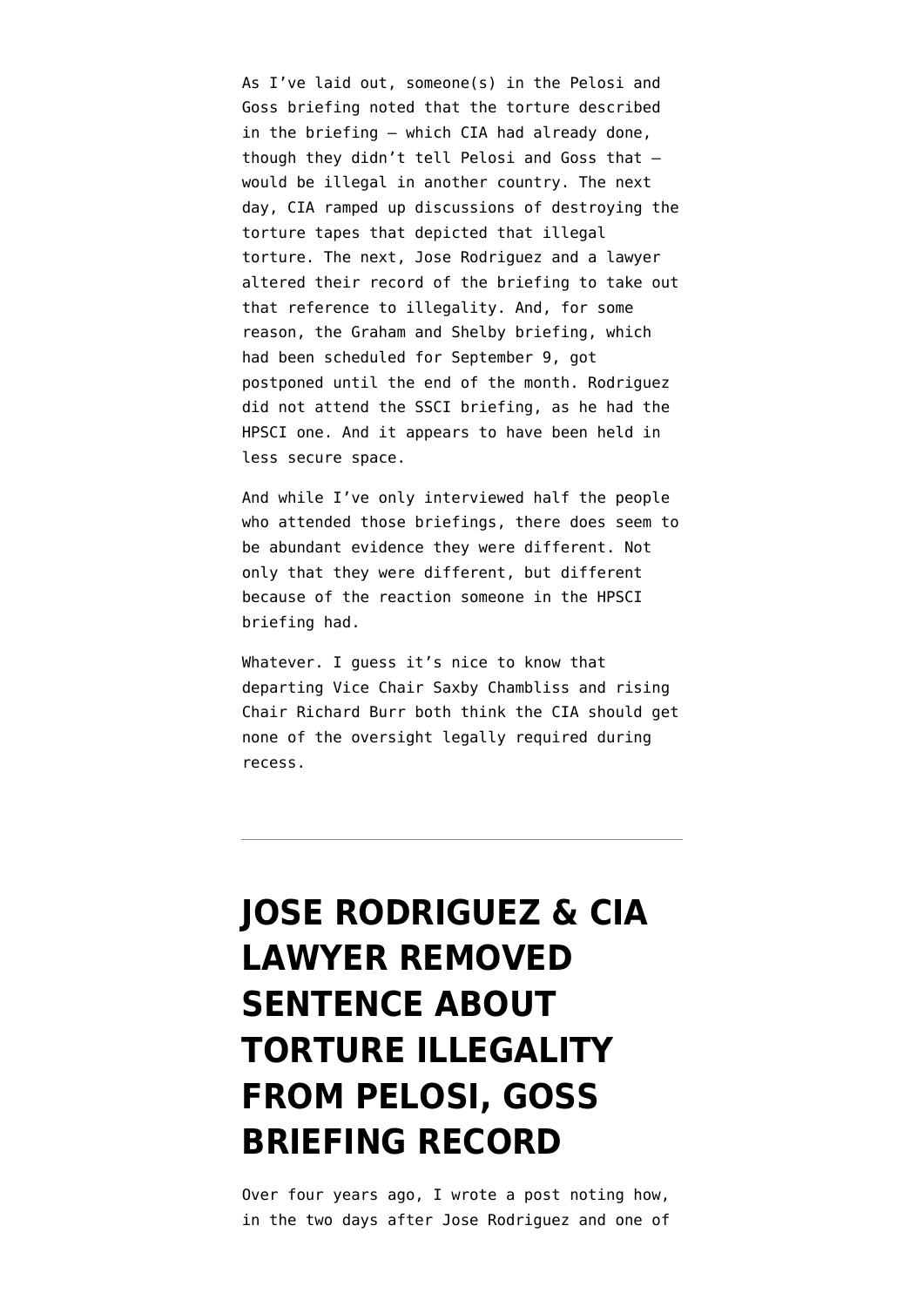As I've laid out, someone(s) in the Pelosi and Goss briefing noted that the torture described in the briefing — which CIA had already done, though they didn't tell Pelosi and Goss that — would be illegal in another country. The next day, CIA ramped up discussions of destroying the torture tapes that depicted that illegal torture. The next, Jose Rodriguez and a lawyer altered their record of the briefing to take out that reference to illegality. And, for some reason, the Graham and Shelby briefing, which had been scheduled for September 9, got postponed until the end of the month. Rodriguez did not attend the SSCI briefing, as he had the HPSCI one. And it appears to have been held in less secure space.

And while I've only interviewed half the people who attended those briefings, there does seem to be abundant evidence they were different. Not only that they were different, but different because of the reaction someone in the HPSCI briefing had.

Whatever. I guess it's nice to know that departing Vice Chair Saxby Chambliss and rising Chair Richard Burr both think the CIA should get none of the oversight legally required during recess.

---

# JOSE RODRIGUEZ & CIA LAWYER REMOVED SENTENCE ABOUT TORTURE ILLEGALITY FROM PELOSI, GOSS BRIEFING RECORD

Over four years ago, I wrote a post noting how, in the two days after Jose Rodriguez and one of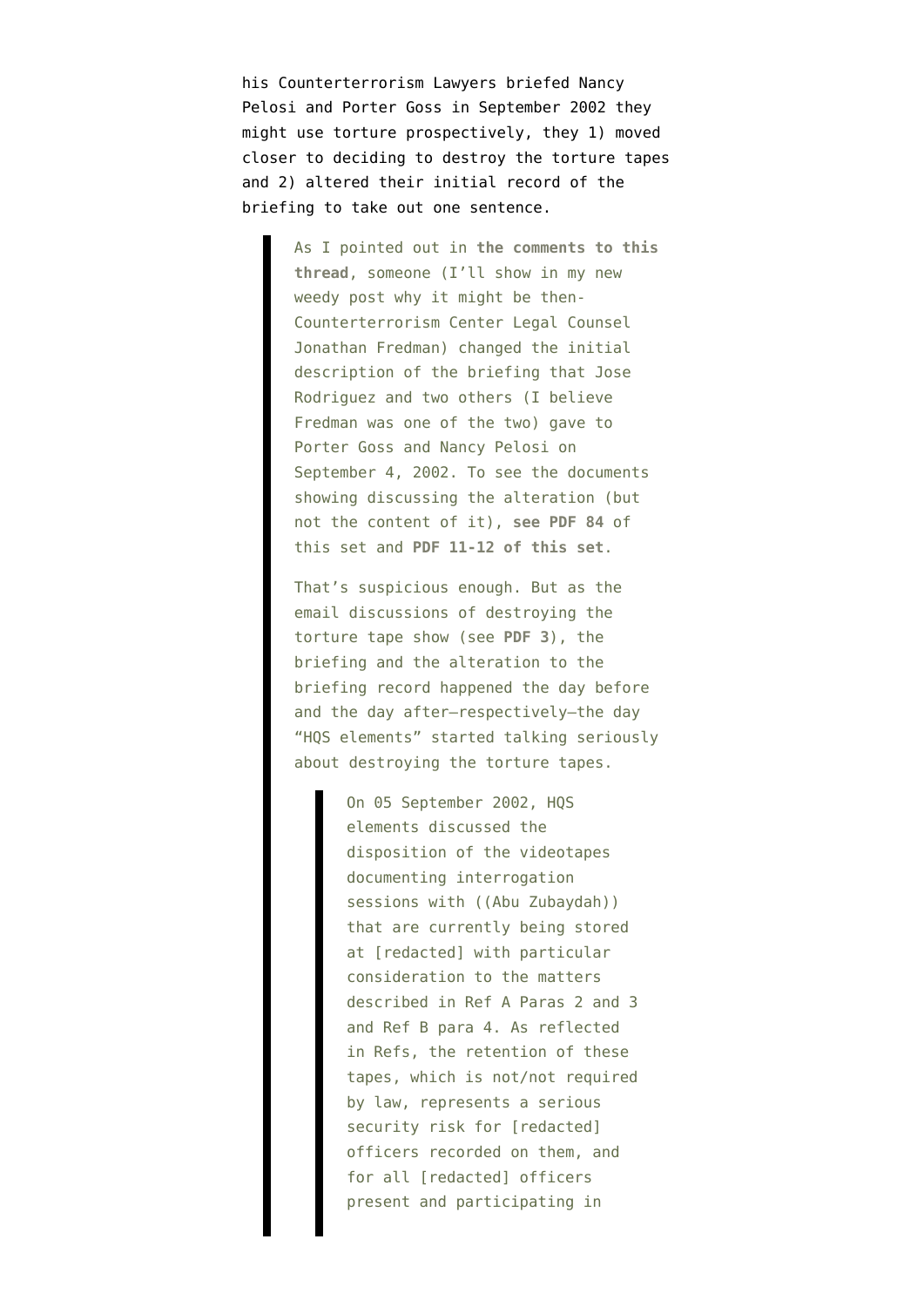his Counterterrorism Lawyers briefed Nancy Pelosi and Porter Goss in September 2002 they might use torture prospectively, they 1) moved closer to deciding to destroy the torture tapes and 2) altered their initial record of the briefing to take out one sentence.

> As I pointed out in **the comments to this thread**, someone (I'll show in my new weedy post why it might be then-Counterterrorism Center Legal Counsel Jonathan Fredman) changed the initial description of the briefing that Jose Rodriguez and two others (I believe Fredman was one of the two) gave to Porter Goss and Nancy Pelosi on September 4, 2002. To see the documents showing discussing the alteration (but not the content of it), **see PDF 84** of this set and **PDF 11-12 of this set**.
>
> That's suspicious enough. But as the email discussions of destroying the torture tape show (see **PDF 3**), the briefing and the alteration to the briefing record happened the day before and the day after—respectively—the day "HQS elements" started talking seriously about destroying the torture tapes.
>
> > On 05 September 2002, HQS elements discussed the disposition of the videotapes documenting interrogation sessions with ((Abu Zubaydah)) that are currently being stored at [redacted] with particular consideration to the matters described in Ref A Paras 2 and 3 and Ref B para 4. As reflected in Refs, the retention of these tapes, which is not/not required by law, represents a serious security risk for [redacted] officers recorded on them, and for all [redacted] officers present and participating in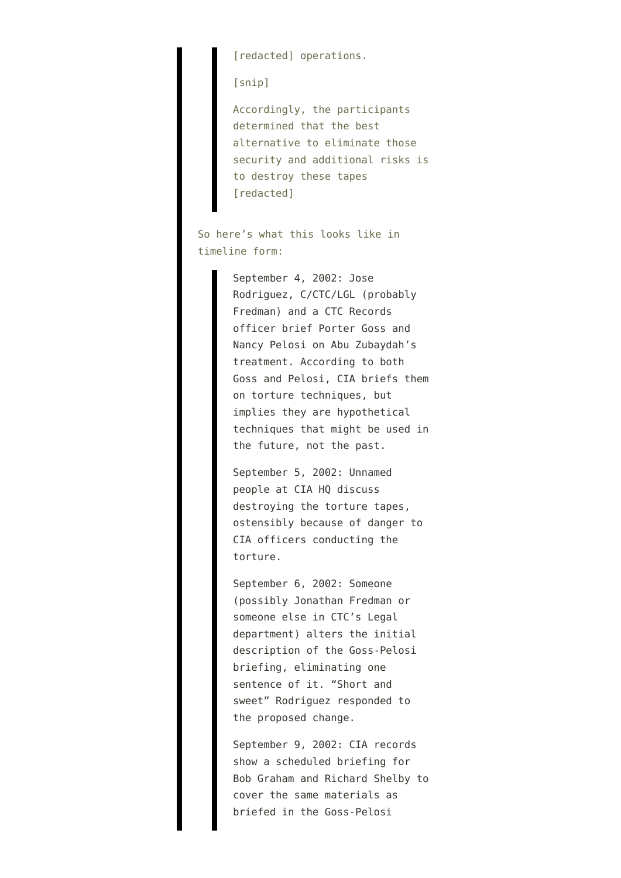> > [redacted] operations.
> >
> > [snip]
> >
> > Accordingly, the participants determined that the best alternative to eliminate those security and additional risks is to destroy these tapes [redacted]
>
> So here's what this looks like in timeline form:
>
> > September 4, 2002: Jose Rodriguez, C/CTC/LGL (probably Fredman) and a CTC Records officer brief Porter Goss and Nancy Pelosi on Abu Zubaydah's treatment. According to both Goss and Pelosi, CIA briefs them on torture techniques, but implies they are hypothetical techniques that might be used in the future, not the past.
> >
> > September 5, 2002: Unnamed people at CIA HQ discuss destroying the torture tapes, ostensibly because of danger to CIA officers conducting the torture.
> >
> > September 6, 2002: Someone (possibly Jonathan Fredman or someone else in CTC's Legal department) alters the initial description of the Goss-Pelosi briefing, eliminating one sentence of it. "Short and sweet" Rodriguez responded to the proposed change.
> >
> > September 9, 2002: CIA records show a scheduled briefing for Bob Graham and Richard Shelby to cover the same materials as briefed in the Goss-Pelosi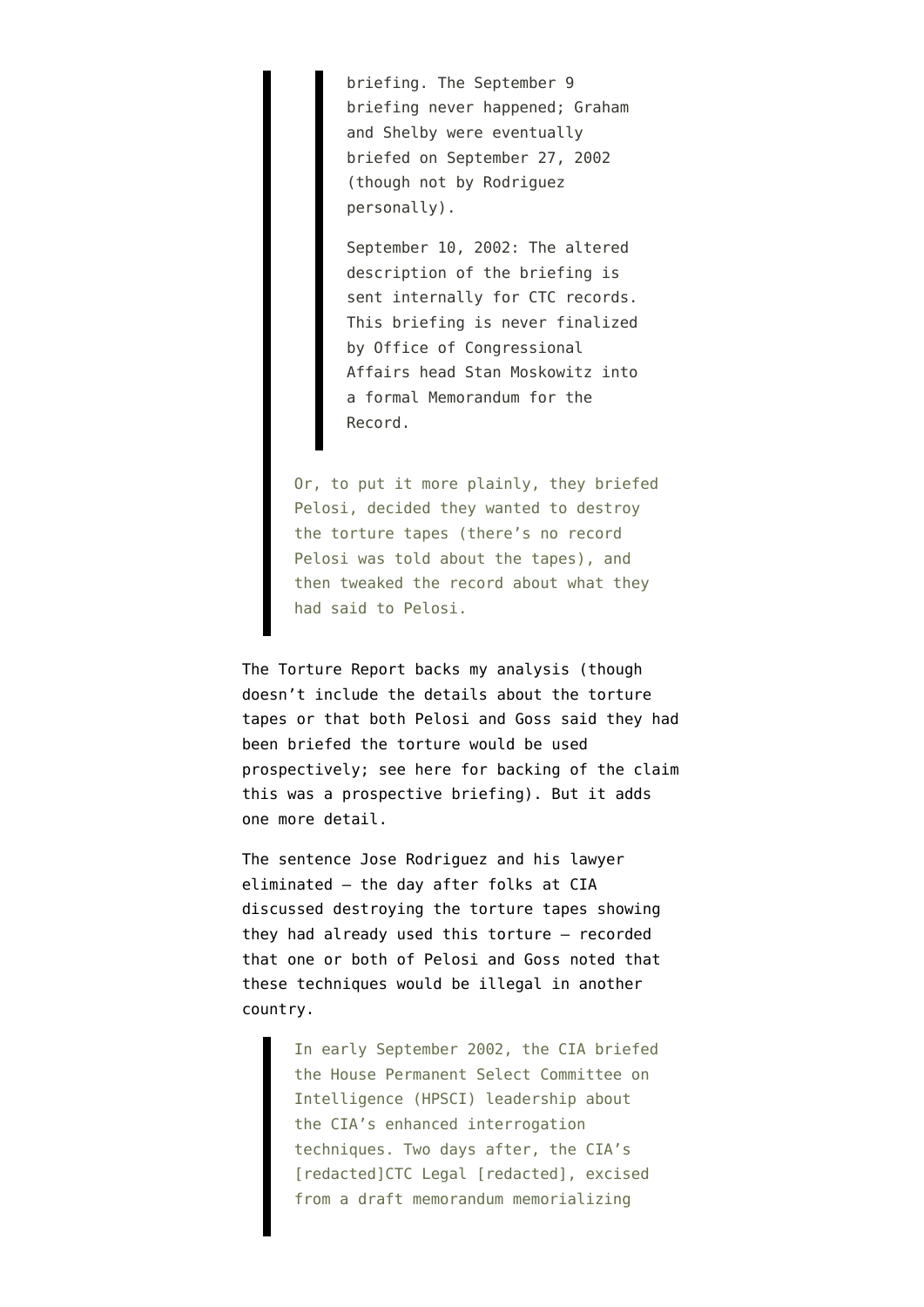> > briefing. The September 9 briefing never happened; Graham and Shelby were eventually briefed on September 27, 2002 (though not by Rodriguez personally).
> >
> > September 10, 2002: The altered description of the briefing is sent internally for CTC records. This briefing is never finalized by Office of Congressional Affairs head Stan Moskowitz into a formal Memorandum for the Record.
>
> Or, to put it more plainly, they briefed Pelosi, decided they wanted to destroy the torture tapes (there's no record Pelosi was told about the tapes), and then tweaked the record about what they had said to Pelosi.

The Torture Report backs my analysis (though doesn't include the details about the torture tapes or that both Pelosi and Goss said they had been briefed the torture would be used prospectively; see here for backing of the claim this was a prospective briefing). But it adds one more detail.

The sentence Jose Rodriguez and his lawyer eliminated — the day after folks at CIA discussed destroying the torture tapes showing they had already used this torture — recorded that one or both of Pelosi and Goss noted that these techniques would be illegal in another country.

> In early September 2002, the CIA briefed the House Permanent Select Committee on Intelligence (HPSCI) leadership about the CIA's enhanced interrogation techniques. Two days after, the CIA's [redacted]CTC Legal [redacted], excised from a draft memorandum memorializing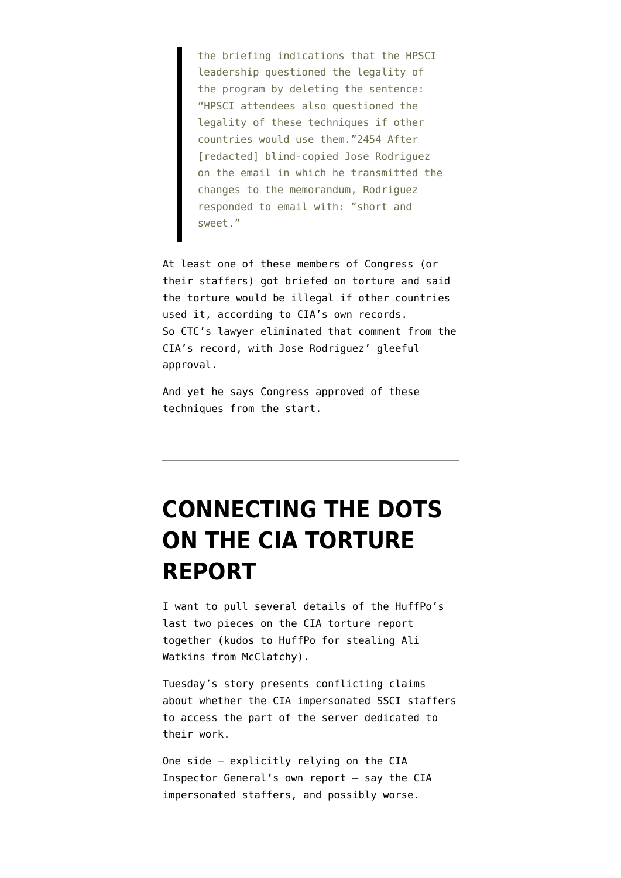> the briefing indications that the HPSCI leadership questioned the legality of the program by deleting the sentence: "HPSCI attendees also questioned the legality of these techniques if other countries would use them."2454 After [redacted] blind-copied Jose Rodriguez on the email in which he transmitted the changes to the memorandum, Rodriguez responded to email with: "short and sweet."

At least one of these members of Congress (or their staffers) got briefed on torture and said the torture would be illegal if other countries used it, according to CIA's own records. So CTC's lawyer eliminated that comment from the CIA's record, with Jose Rodriguez' gleeful approval.

And yet he says Congress approved of these techniques from the start.

---

# CONNECTING THE DOTS ON THE CIA TORTURE REPORT

I want to pull several details of the HuffPo's last two pieces on the CIA torture report together (kudos to HuffPo for stealing Ali Watkins from McClatchy).

Tuesday's story presents conflicting claims about whether the CIA impersonated SSCI staffers to access the part of the server dedicated to their work.

One side — explicitly relying on the CIA Inspector General's own report — say the CIA impersonated staffers, and possibly worse.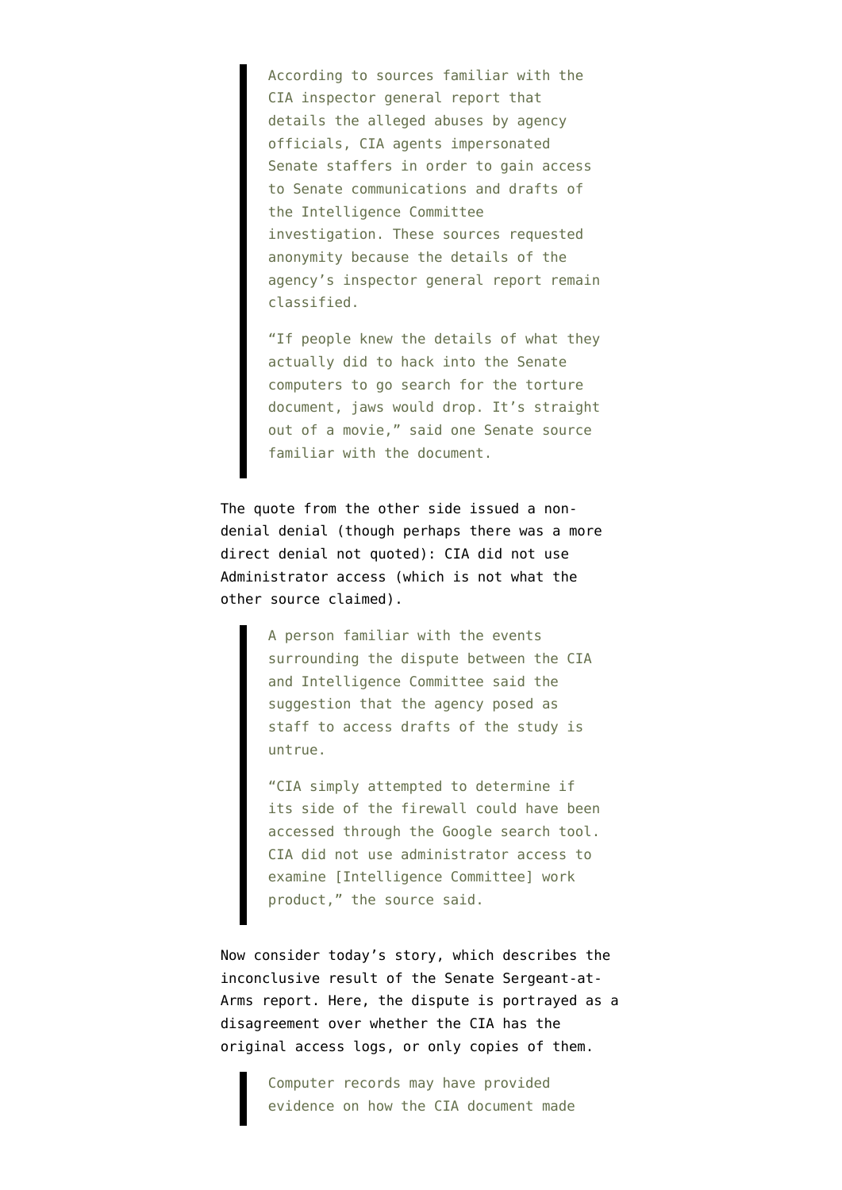> According to sources familiar with the CIA inspector general report that details the alleged abuses by agency officials, CIA agents impersonated Senate staffers in order to gain access to Senate communications and drafts of the Intelligence Committee investigation. These sources requested anonymity because the details of the agency's inspector general report remain classified.
>
> "If people knew the details of what they actually did to hack into the Senate computers to go search for the torture document, jaws would drop. It's straight out of a movie," said one Senate source familiar with the document.

The quote from the other side issued a non-denial denial (though perhaps there was a more direct denial not quoted): CIA did not use Administrator access (which is not what the other source claimed).

> A person familiar with the events surrounding the dispute between the CIA and Intelligence Committee said the suggestion that the agency posed as staff to access drafts of the study is untrue.
>
> "CIA simply attempted to determine if its side of the firewall could have been accessed through the Google search tool. CIA did not use administrator access to examine [Intelligence Committee] work product," the source said.

Now consider today's story, which describes the inconclusive result of the Senate Sergeant-at-Arms report. Here, the dispute is portrayed as a disagreement over whether the CIA has the original access logs, or only copies of them.

> Computer records may have provided evidence on how the CIA document made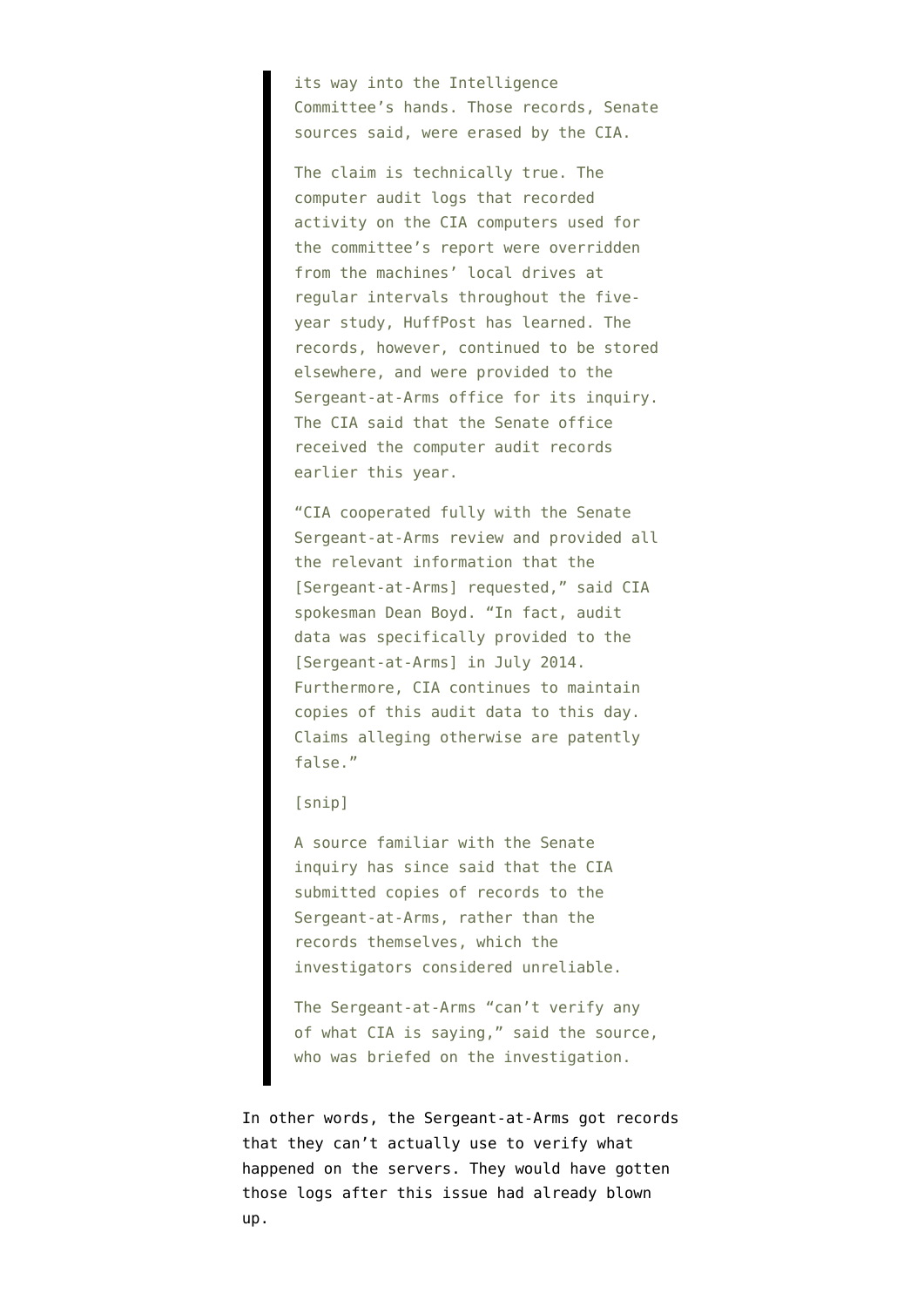> its way into the Intelligence Committee's hands. Those records, Senate sources said, were erased by the CIA.
>
> The claim is technically true. The computer audit logs that recorded activity on the CIA computers used for the committee's report were overridden from the machines' local drives at regular intervals throughout the five-year study, HuffPost has learned. The records, however, continued to be stored elsewhere, and were provided to the Sergeant-at-Arms office for its inquiry. The CIA said that the Senate office received the computer audit records earlier this year.
>
> "CIA cooperated fully with the Senate Sergeant-at-Arms review and provided all the relevant information that the [Sergeant-at-Arms] requested," said CIA spokesman Dean Boyd. "In fact, audit data was specifically provided to the [Sergeant-at-Arms] in July 2014. Furthermore, CIA continues to maintain copies of this audit data to this day. Claims alleging otherwise are patently false."
>
> [snip]
>
> A source familiar with the Senate inquiry has since said that the CIA submitted copies of records to the Sergeant-at-Arms, rather than the records themselves, which the investigators considered unreliable.
>
> The Sergeant-at-Arms "can't verify any of what CIA is saying," said the source, who was briefed on the investigation.

In other words, the Sergeant-at-Arms got records that they can't actually use to verify what happened on the servers. They would have gotten those logs after this issue had already blown up.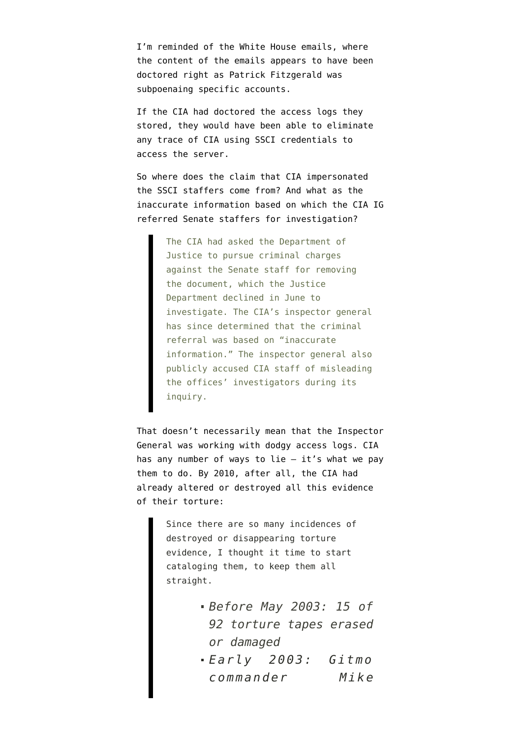I'm reminded of the White House emails, where the content of the emails appears to have been doctored right as Patrick Fitzgerald was subpoenaing specific accounts.

If the CIA had doctored the access logs they stored, they would have been able to eliminate any trace of CIA using SSCI credentials to access the server.

So where does the claim that CIA impersonated the SSCI staffers come from? And what as the inaccurate information based on which the CIA IG referred Senate staffers for investigation?

> The CIA had asked the Department of Justice to pursue criminal charges against the Senate staff for removing the document, which the Justice Department declined in June to investigate. The CIA's inspector general has since determined that the criminal referral was based on "inaccurate information." The inspector general also publicly accused CIA staff of misleading the offices' investigators during its inquiry.

That doesn't necessarily mean that the Inspector General was working with dodgy access logs. CIA has any number of ways to lie — it's what we pay them to do. By 2010, after all, the CIA had already altered or destroyed all this evidence of their torture:

> Since there are so many incidences of destroyed or disappearing torture evidence, I thought it time to start cataloging them, to keep them all straight.
>
> - *Before May 2003: 15 of 92 torture tapes erased or damaged*
> - *Early 2003: Gitmo commander Mike*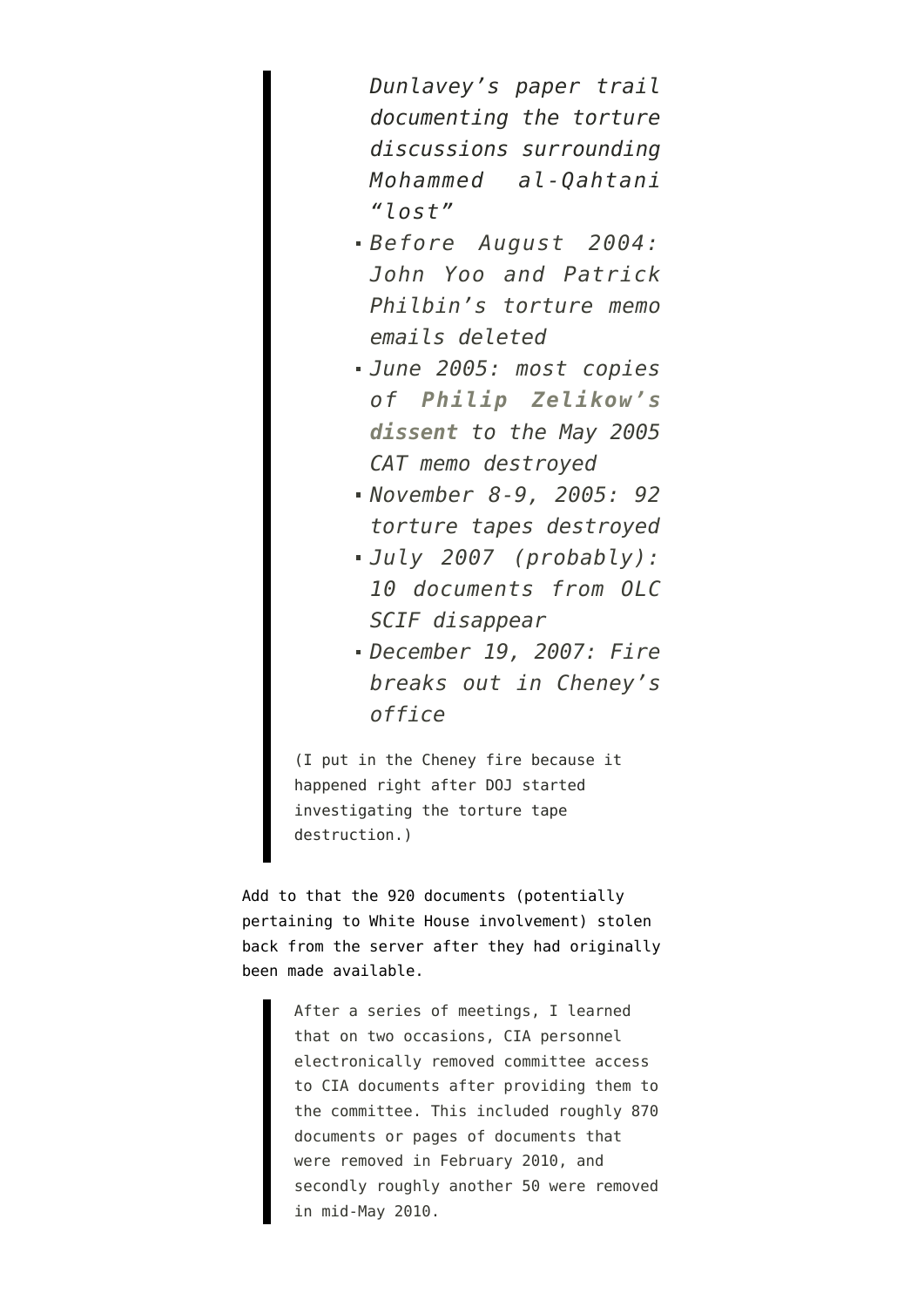> *Dunlavey's paper trail documenting the torture discussions surrounding Mohammed al-Qahtani "lost"*
>
> - *Before August 2004: John Yoo and Patrick Philbin's torture memo emails deleted*
> - *June 2005: most copies of **Philip Zelikow's dissent** to the May 2005 CAT memo destroyed*
> - *November 8-9, 2005: 92 torture tapes destroyed*
> - *July 2007 (probably): 10 documents from OLC SCIF disappear*
> - *December 19, 2007: Fire breaks out in Cheney's office*
>
> (I put in the Cheney fire because it happened right after DOJ started investigating the torture tape destruction.)

Add to that the 920 documents (potentially pertaining to White House involvement) stolen back from the server after they had originally been made available.

> After a series of meetings, I learned that on two occasions, CIA personnel electronically removed committee access to CIA documents after providing them to the committee. This included roughly 870 documents or pages of documents that were removed in February 2010, and secondly roughly another 50 were removed in mid-May 2010.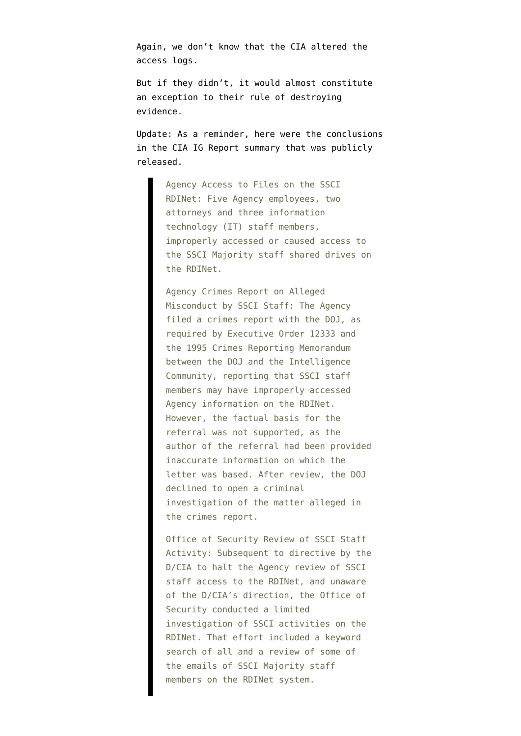Again, we don't know that the CIA altered the access logs.

But if they didn't, it would almost constitute an exception to their rule of destroying evidence.

Update: As a reminder, here were the conclusions in the CIA IG Report summary that was publicly released.

> Agency Access to Files on the SSCI RDINet: Five Agency employees, two attorneys and three information technology (IT) staff members, improperly accessed or caused access to the SSCI Majority staff shared drives on the RDINet.
>
> Agency Crimes Report on Alleged Misconduct by SSCI Staff: The Agency filed a crimes report with the DOJ, as required by Executive Order 12333 and the 1995 Crimes Reporting Memorandum between the DOJ and the Intelligence Community, reporting that SSCI staff members may have improperly accessed Agency information on the RDINet. However, the factual basis for the referral was not supported, as the author of the referral had been provided inaccurate information on which the letter was based. After review, the DOJ declined to open a criminal investigation of the matter alleged in the crimes report.
>
> Office of Security Review of SSCI Staff Activity: Subsequent to directive by the D/CIA to halt the Agency review of SSCI staff access to the RDINet, and unaware of the D/CIA's direction, the Office of Security conducted a limited investigation of SSCI activities on the RDINet. That effort included a keyword search of all and a review of some of the emails of SSCI Majority staff members on the RDINet system.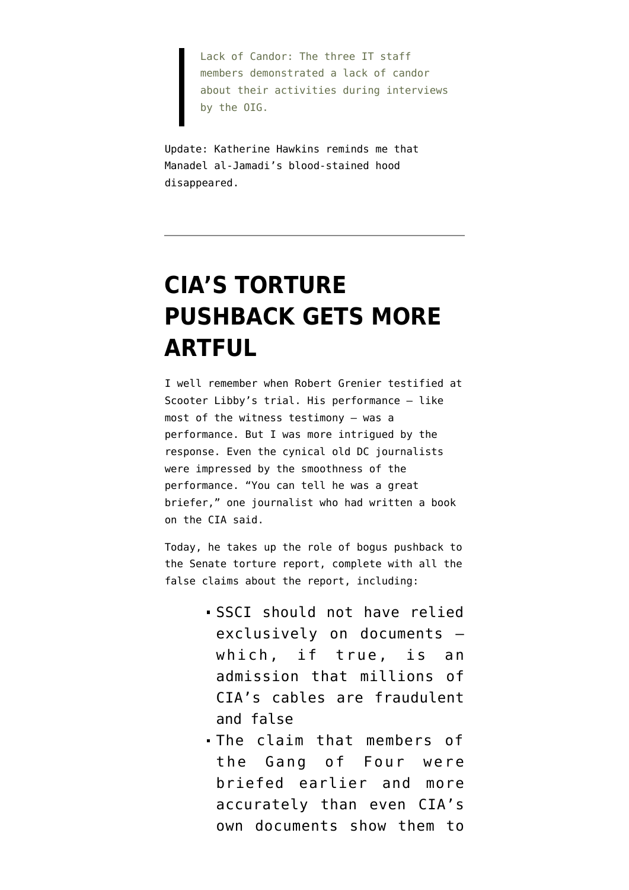> Lack of Candor: The three IT staff members demonstrated a lack of candor about their activities during interviews by the OIG.

Update: Katherine Hawkins reminds me that Manadel al-Jamadi's blood-stained hood disappeared.

---

# CIA'S TORTURE PUSHBACK GETS MORE ARTFUL

I well remember when Robert Grenier testified at Scooter Libby's trial. His performance — like most of the witness testimony — was a performance. But I was more intrigued by the response. Even the cynical old DC journalists were impressed by the smoothness of the performance. "You can tell he was a great briefer," one journalist who had written a book on the CIA said.

Today, he takes up the role of bogus pushback to the Senate torture report, complete with all the false claims about the report, including:

- SSCI should not have relied exclusively on documents — which, if true, is an admission that millions of CIA's cables are fraudulent and false
- The claim that members of the Gang of Four were briefed earlier and more accurately than even CIA's own documents show them to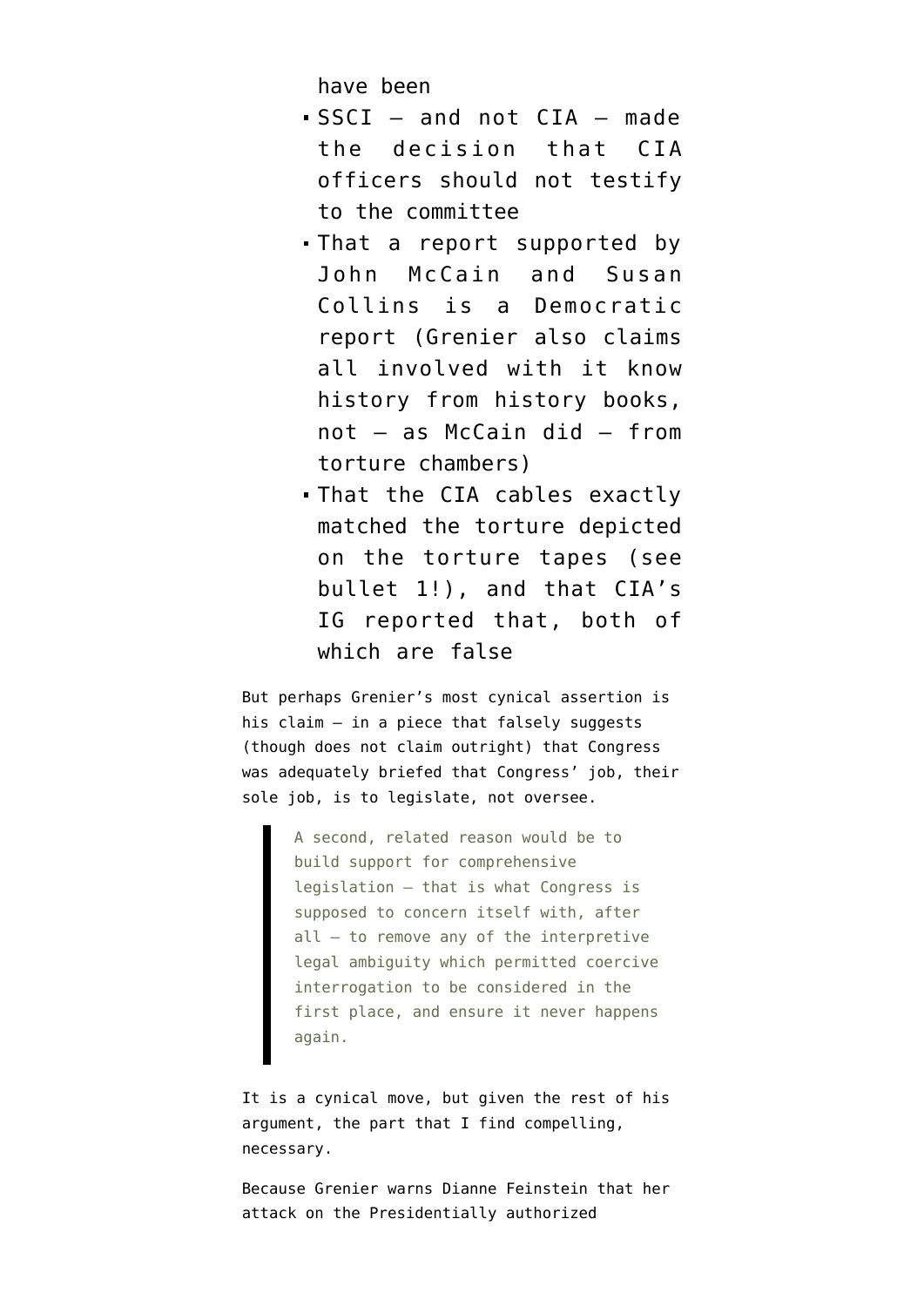have been

- SSCI — and not CIA — made the decision that CIA officers should not testify to the committee
- That a report supported by John McCain and Susan Collins is a Democratic report (Grenier also claims all involved with it know history from history books, not — as McCain did — from torture chambers)
- That the CIA cables exactly matched the torture depicted on the torture tapes (see bullet 1!), and that CIA's IG reported that, both of which are false

But perhaps Grenier's most cynical assertion is his claim — in a piece that falsely suggests (though does not claim outright) that Congress was adequately briefed that Congress' job, their sole job, is to legislate, not oversee.

> A second, related reason would be to build support for comprehensive legislation — that is what Congress is supposed to concern itself with, after all — to remove any of the interpretive legal ambiguity which permitted coercive interrogation to be considered in the first place, and ensure it never happens again.

It is a cynical move, but given the rest of his argument, the part that I find compelling, necessary.

Because Grenier warns Dianne Feinstein that her attack on the Presidentially authorized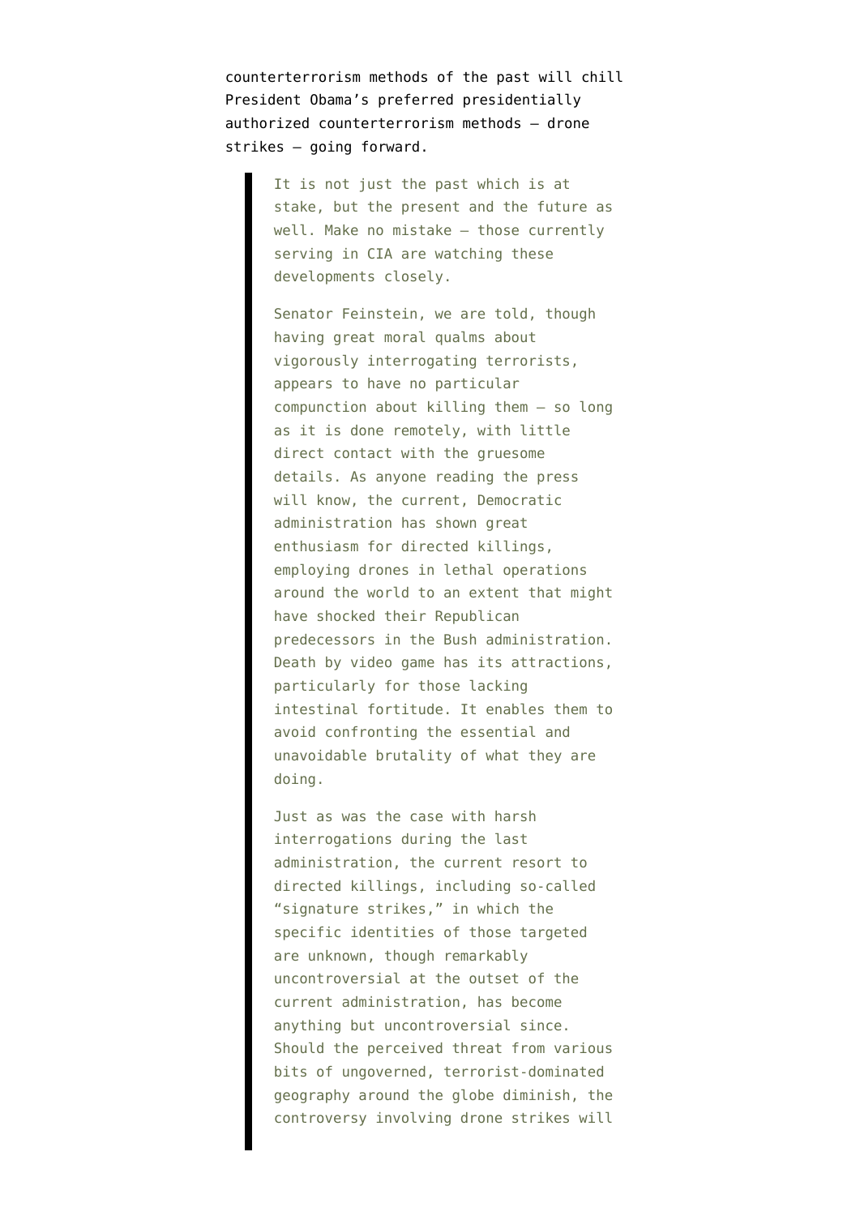counterterrorism methods of the past will chill President Obama's preferred presidentially authorized counterterrorism methods — drone strikes — going forward.

> It is not just the past which is at stake, but the present and the future as well. Make no mistake — those currently serving in CIA are watching these developments closely.
>
> Senator Feinstein, we are told, though having great moral qualms about vigorously interrogating terrorists, appears to have no particular compunction about killing them — so long as it is done remotely, with little direct contact with the gruesome details. As anyone reading the press will know, the current, Democratic administration has shown great enthusiasm for directed killings, employing drones in lethal operations around the world to an extent that might have shocked their Republican predecessors in the Bush administration. Death by video game has its attractions, particularly for those lacking intestinal fortitude. It enables them to avoid confronting the essential and unavoidable brutality of what they are doing.
>
> Just as was the case with harsh interrogations during the last administration, the current resort to directed killings, including so-called "signature strikes," in which the specific identities of those targeted are unknown, though remarkably uncontroversial at the outset of the current administration, has become anything but uncontroversial since. Should the perceived threat from various bits of ungoverned, terrorist-dominated geography around the globe diminish, the controversy involving drone strikes will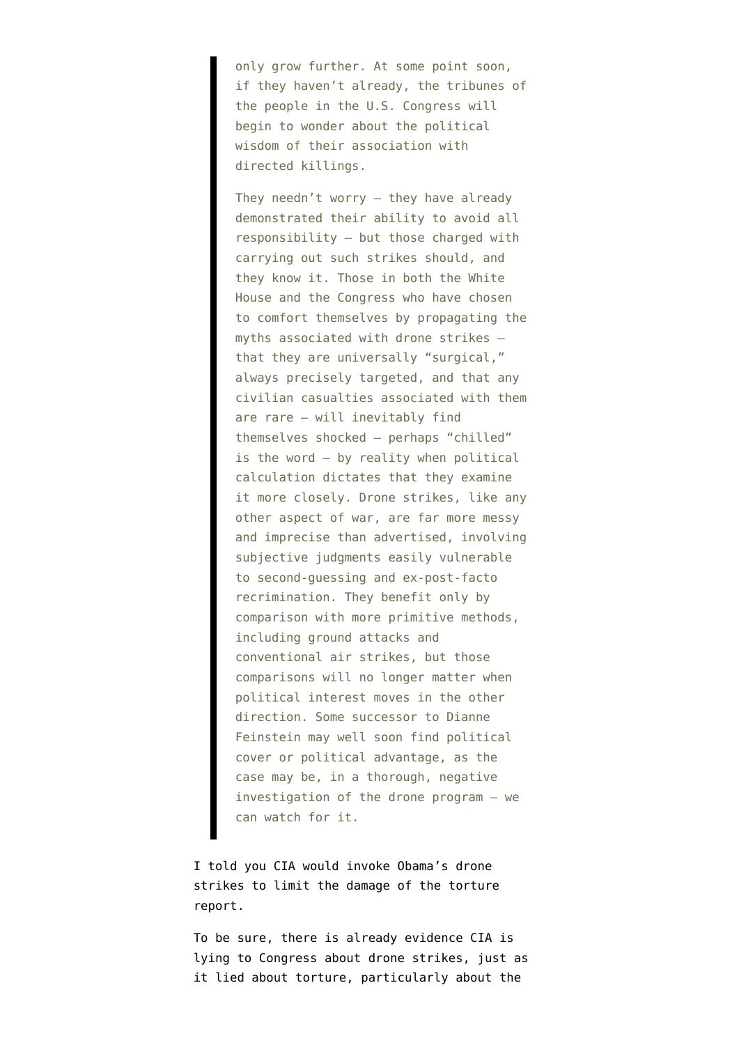> only grow further. At some point soon, if they haven't already, the tribunes of the people in the U.S. Congress will begin to wonder about the political wisdom of their association with directed killings.
>
> They needn't worry — they have already demonstrated their ability to avoid all responsibility — but those charged with carrying out such strikes should, and they know it. Those in both the White House and the Congress who have chosen to comfort themselves by propagating the myths associated with drone strikes — that they are universally "surgical," always precisely targeted, and that any civilian casualties associated with them are rare — will inevitably find themselves shocked — perhaps "chilled" is the word — by reality when political calculation dictates that they examine it more closely. Drone strikes, like any other aspect of war, are far more messy and imprecise than advertised, involving subjective judgments easily vulnerable to second-guessing and ex-post-facto recrimination. They benefit only by comparison with more primitive methods, including ground attacks and conventional air strikes, but those comparisons will no longer matter when political interest moves in the other direction. Some successor to Dianne Feinstein may well soon find political cover or political advantage, as the case may be, in a thorough, negative investigation of the drone program — we can watch for it.

I told you CIA would invoke Obama's drone strikes to limit the damage of the torture report.

To be sure, there is already evidence CIA is lying to Congress about drone strikes, just as it lied about torture, particularly about the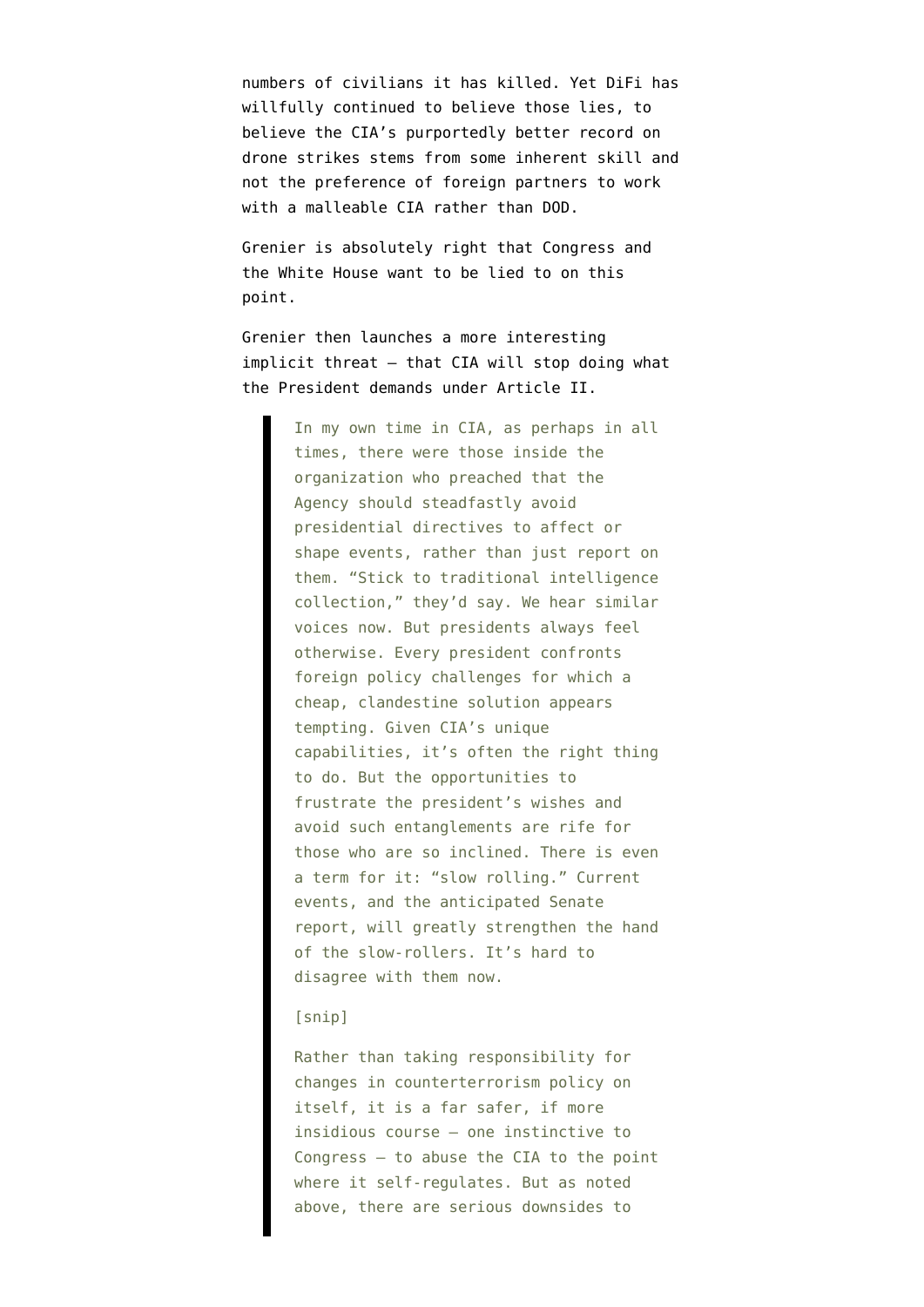numbers of civilians it has killed. Yet DiFi has willfully continued to believe those lies, to believe the CIA's purportedly better record on drone strikes stems from some inherent skill and not the preference of foreign partners to work with a malleable CIA rather than DOD.

Grenier is absolutely right that Congress and the White House want to be lied to on this point.

Grenier then launches a more interesting implicit threat — that CIA will stop doing what the President demands under Article II.

> In my own time in CIA, as perhaps in all times, there were those inside the organization who preached that the Agency should steadfastly avoid presidential directives to affect or shape events, rather than just report on them. "Stick to traditional intelligence collection," they'd say. We hear similar voices now. But presidents always feel otherwise. Every president confronts foreign policy challenges for which a cheap, clandestine solution appears tempting. Given CIA's unique capabilities, it's often the right thing to do. But the opportunities to frustrate the president's wishes and avoid such entanglements are rife for those who are so inclined. There is even a term for it: "slow rolling." Current events, and the anticipated Senate report, will greatly strengthen the hand of the slow-rollers. It's hard to disagree with them now.
>
> [snip]
>
> Rather than taking responsibility for changes in counterterrorism policy on itself, it is a far safer, if more insidious course — one instinctive to Congress — to abuse the CIA to the point where it self-regulates. But as noted above, there are serious downsides to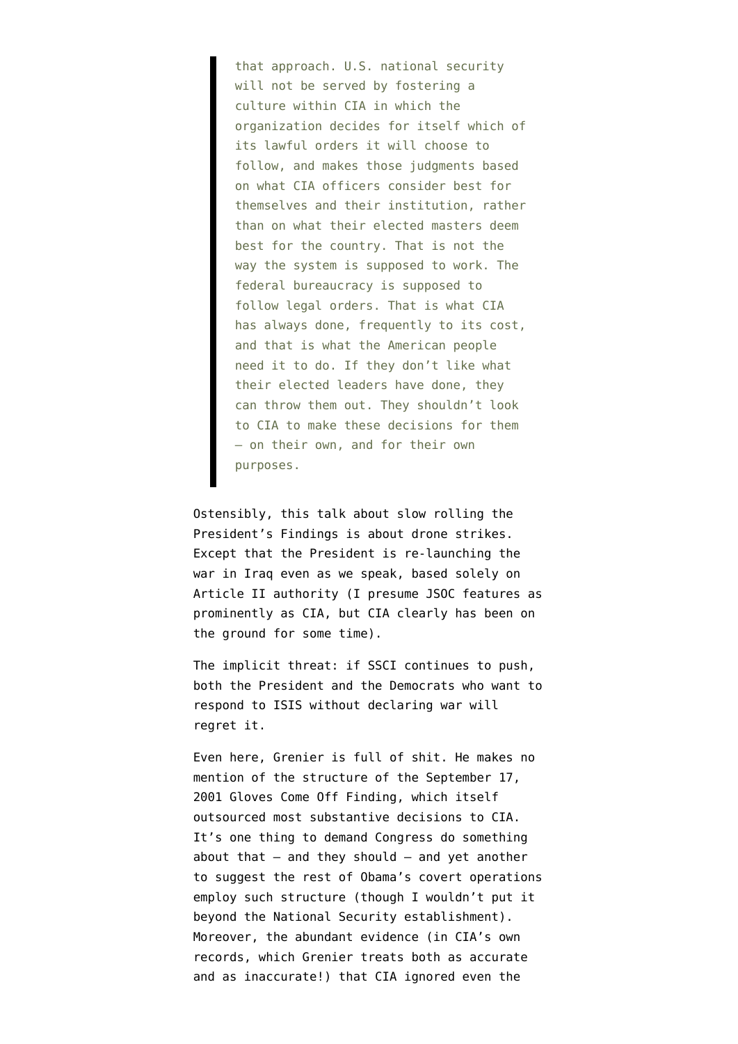> that approach. U.S. national security will not be served by fostering a culture within CIA in which the organization decides for itself which of its lawful orders it will choose to follow, and makes those judgments based on what CIA officers consider best for themselves and their institution, rather than on what their elected masters deem best for the country. That is not the way the system is supposed to work. The federal bureaucracy is supposed to follow legal orders. That is what CIA has always done, frequently to its cost, and that is what the American people need it to do. If they don't like what their elected leaders have done, they can throw them out. They shouldn't look to CIA to make these decisions for them – on their own, and for their own purposes.

Ostensibly, this talk about slow rolling the President's Findings is about drone strikes. Except that the President is re-launching the war in Iraq even as we speak, based solely on Article II authority (I presume JSOC features as prominently as CIA, but CIA clearly has been on the ground for some time).

The implicit threat: if SSCI continues to push, both the President and the Democrats who want to respond to ISIS without declaring war will regret it.

Even here, Grenier is full of shit. He makes no mention of the structure of the September 17, 2001 Gloves Come Off Finding, which itself outsourced most substantive decisions to CIA. It's one thing to demand Congress do something about that – and they should – and yet another to suggest the rest of Obama's covert operations employ such structure (though I wouldn't put it beyond the National Security establishment). Moreover, the abundant evidence (in CIA's own records, which Grenier treats both as accurate and as inaccurate!) that CIA ignored even the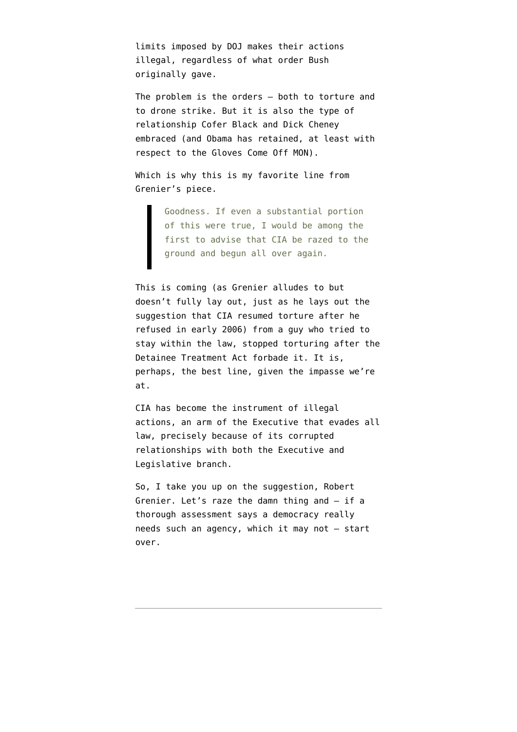limits imposed by DOJ makes their actions illegal, regardless of what order Bush originally gave.

The problem is the orders — both to torture and to drone strike. But it is also the type of relationship Cofer Black and Dick Cheney embraced (and Obama has retained, at least with respect to the Gloves Come Off MON).

Which is why this is my favorite line from Grenier's piece.

> Goodness. If even a substantial portion of this were true, I would be among the first to advise that CIA be razed to the ground and begun all over again.

This is coming (as Grenier alludes to but doesn't fully lay out, just as he lays out the suggestion that CIA resumed torture after he refused in early 2006) from a guy who tried to stay within the law, stopped torturing after the Detainee Treatment Act forbade it. It is, perhaps, the best line, given the impasse we're at.

CIA has become the instrument of illegal actions, an arm of the Executive that evades all law, precisely because of its corrupted relationships with both the Executive and Legislative branch.

So, I take you up on the suggestion, Robert Grenier. Let's raze the damn thing and — if a thorough assessment says a democracy really needs such an agency, which it may not — start over.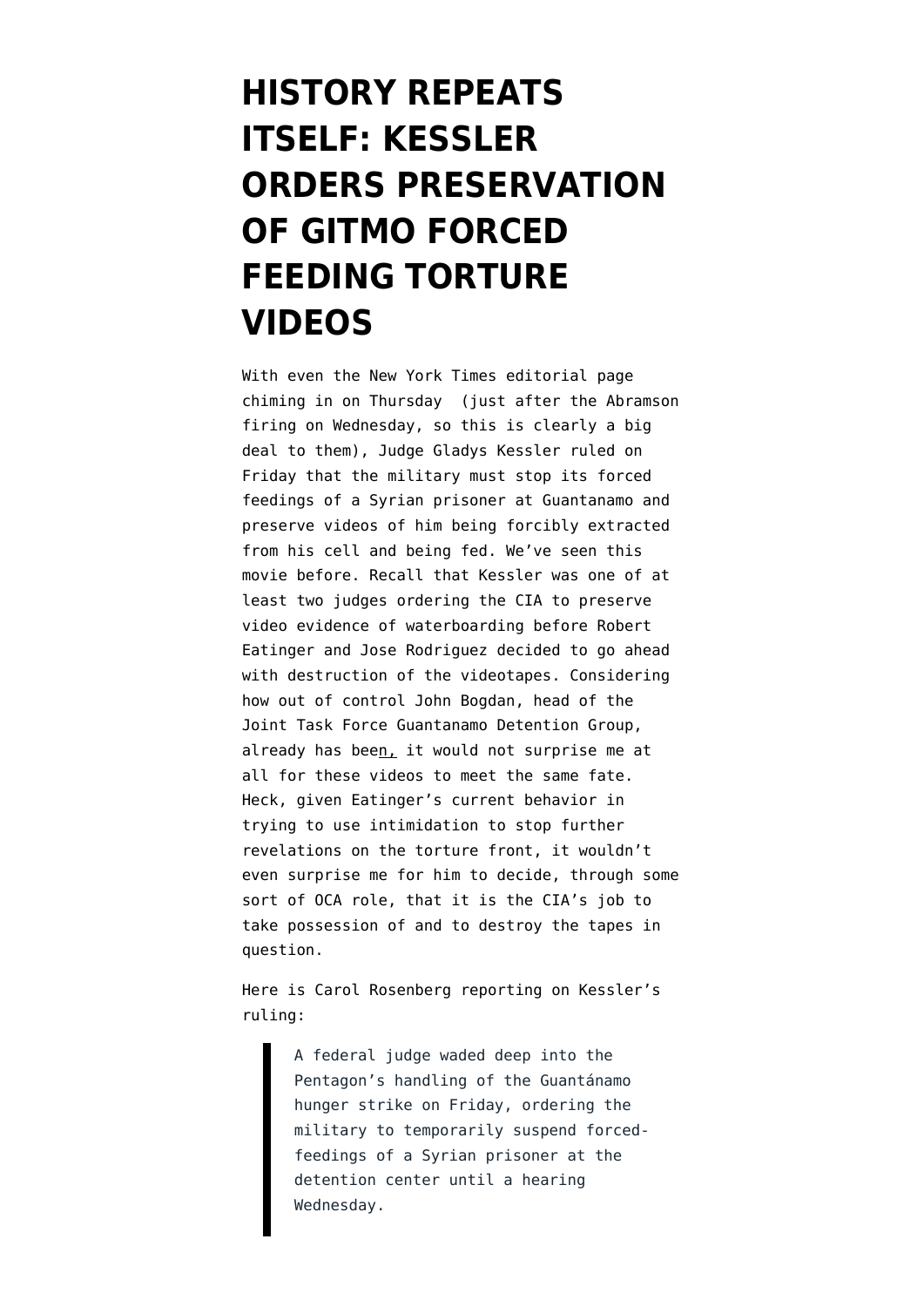# HISTORY REPEATS ITSELF: KESSLER ORDERS PRESERVATION OF GITMO FORCED FEEDING TORTURE VIDEOS

With even the New York Times editorial page chiming in on Thursday (just after the Abramson firing on Wednesday, so this is clearly a big deal to them), Judge Gladys Kessler ruled on Friday that the military must stop its forced feedings of a Syrian prisoner at Guantanamo and preserve videos of him being forcibly extracted from his cell and being fed. We've seen this movie before. Recall that Kessler was one of at least two judges ordering the CIA to preserve video evidence of waterboarding before Robert Eatinger and Jose Rodriguez decided to go ahead with destruction of the videotapes. Considering how out of control John Bogdan, head of the Joint Task Force Guantanamo Detention Group, already has been, it would not surprise me at all for these videos to meet the same fate. Heck, given Eatinger's current behavior in trying to use intimidation to stop further revelations on the torture front, it wouldn't even surprise me for him to decide, through some sort of OCA role, that it is the CIA's job to take possession of and to destroy the tapes in question.

Here is Carol Rosenberg reporting on Kessler's ruling:

> A federal judge waded deep into the Pentagon's handling of the Guantánamo hunger strike on Friday, ordering the military to temporarily suspend forced-feedings of a Syrian prisoner at the detention center until a hearing Wednesday.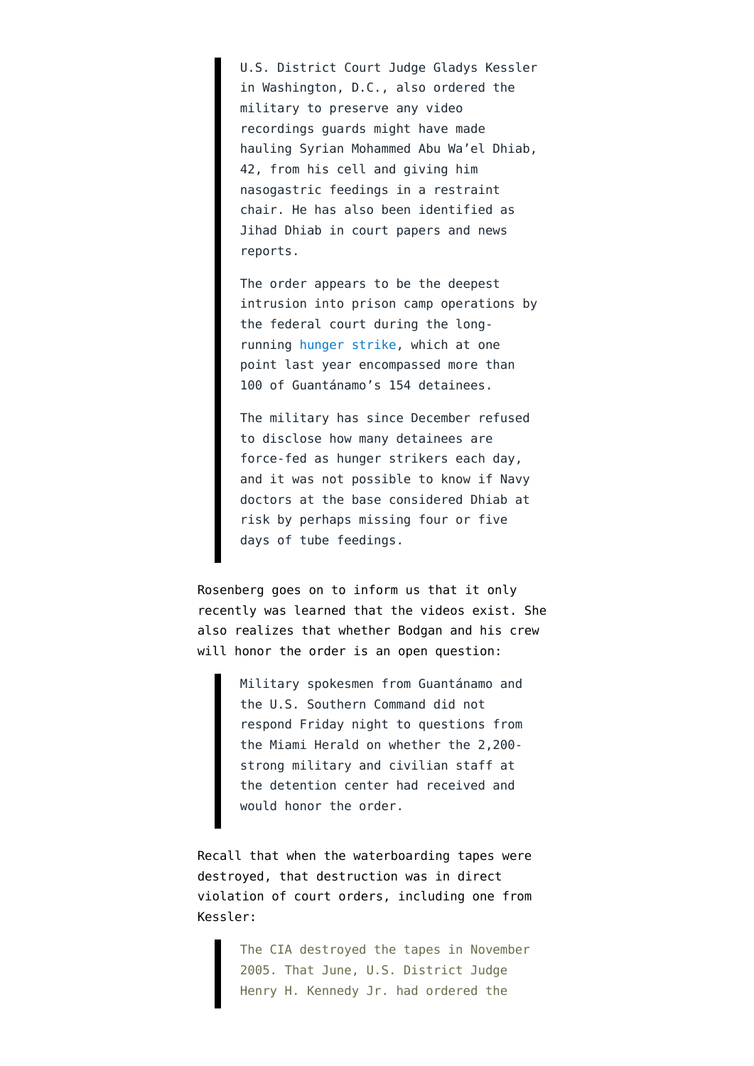> U.S. District Court Judge Gladys Kessler in Washington, D.C., also ordered the military to preserve any video recordings guards might have made hauling Syrian Mohammed Abu Wa'el Dhiab, 42, from his cell and giving him nasogastric feedings in a restraint chair. He has also been identified as Jihad Dhiab in court papers and news reports.
>
> The order appears to be the deepest intrusion into prison camp operations by the federal court during the long-running hunger strike, which at one point last year encompassed more than 100 of Guantánamo's 154 detainees.
>
> The military has since December refused to disclose how many detainees are force-fed as hunger strikers each day, and it was not possible to know if Navy doctors at the base considered Dhiab at risk by perhaps missing four or five days of tube feedings.

Rosenberg goes on to inform us that it only recently was learned that the videos exist. She also realizes that whether Bodgan and his crew will honor the order is an open question:

> Military spokesmen from Guantánamo and the U.S. Southern Command did not respond Friday night to questions from the Miami Herald on whether the 2,200-strong military and civilian staff at the detention center had received and would honor the order.

Recall that when the waterboarding tapes were destroyed, that destruction was in direct violation of court orders, including one from Kessler:

> The CIA destroyed the tapes in November 2005. That June, U.S. District Judge Henry H. Kennedy Jr. had ordered the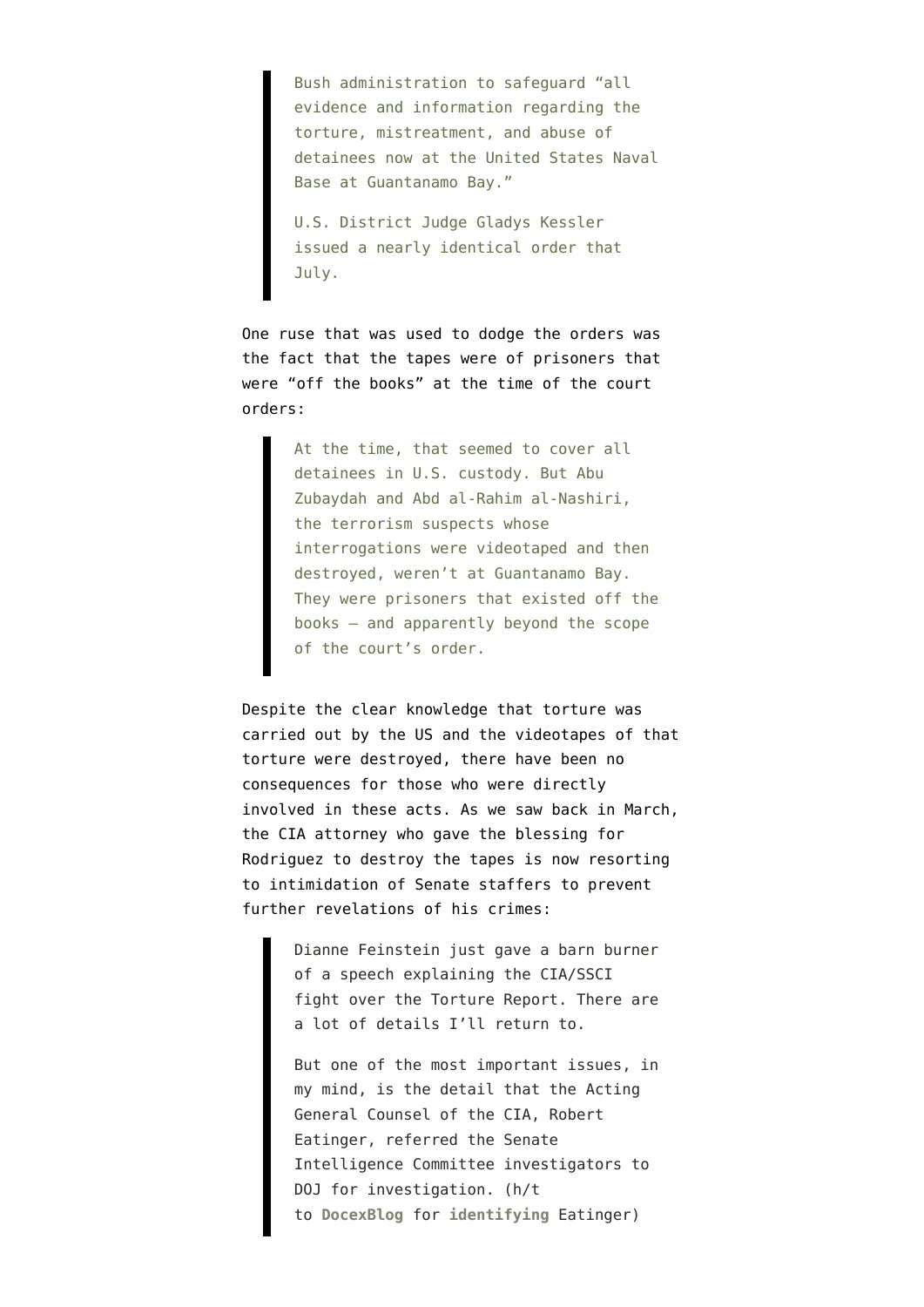> Bush administration to safeguard "all evidence and information regarding the torture, mistreatment, and abuse of detainees now at the United States Naval Base at Guantanamo Bay."
>
> U.S. District Judge Gladys Kessler issued a nearly identical order that July.

One ruse that was used to dodge the orders was the fact that the tapes were of prisoners that were "off the books" at the time of the court orders:

> At the time, that seemed to cover all detainees in U.S. custody. But Abu Zubaydah and Abd al-Rahim al-Nashiri, the terrorism suspects whose interrogations were videotaped and then destroyed, weren't at Guantanamo Bay. They were prisoners that existed off the books — and apparently beyond the scope of the court's order.

Despite the clear knowledge that torture was carried out by the US and the videotapes of that torture were destroyed, there have been no consequences for those who were directly involved in these acts. As we saw back in March, the CIA attorney who gave the blessing for Rodriguez to destroy the tapes is now resorting to intimidation of Senate staffers to prevent further revelations of his crimes:

> Dianne Feinstein just gave a barn burner of a speech explaining the CIA/SSCI fight over the Torture Report. There are a lot of details I'll return to.
>
> But one of the most important issues, in my mind, is the detail that the Acting General Counsel of the CIA, Robert Eatinger, referred the Senate Intelligence Committee investigators to DOJ for investigation. (h/t to **DocexBlog** for **identifying** Eatinger)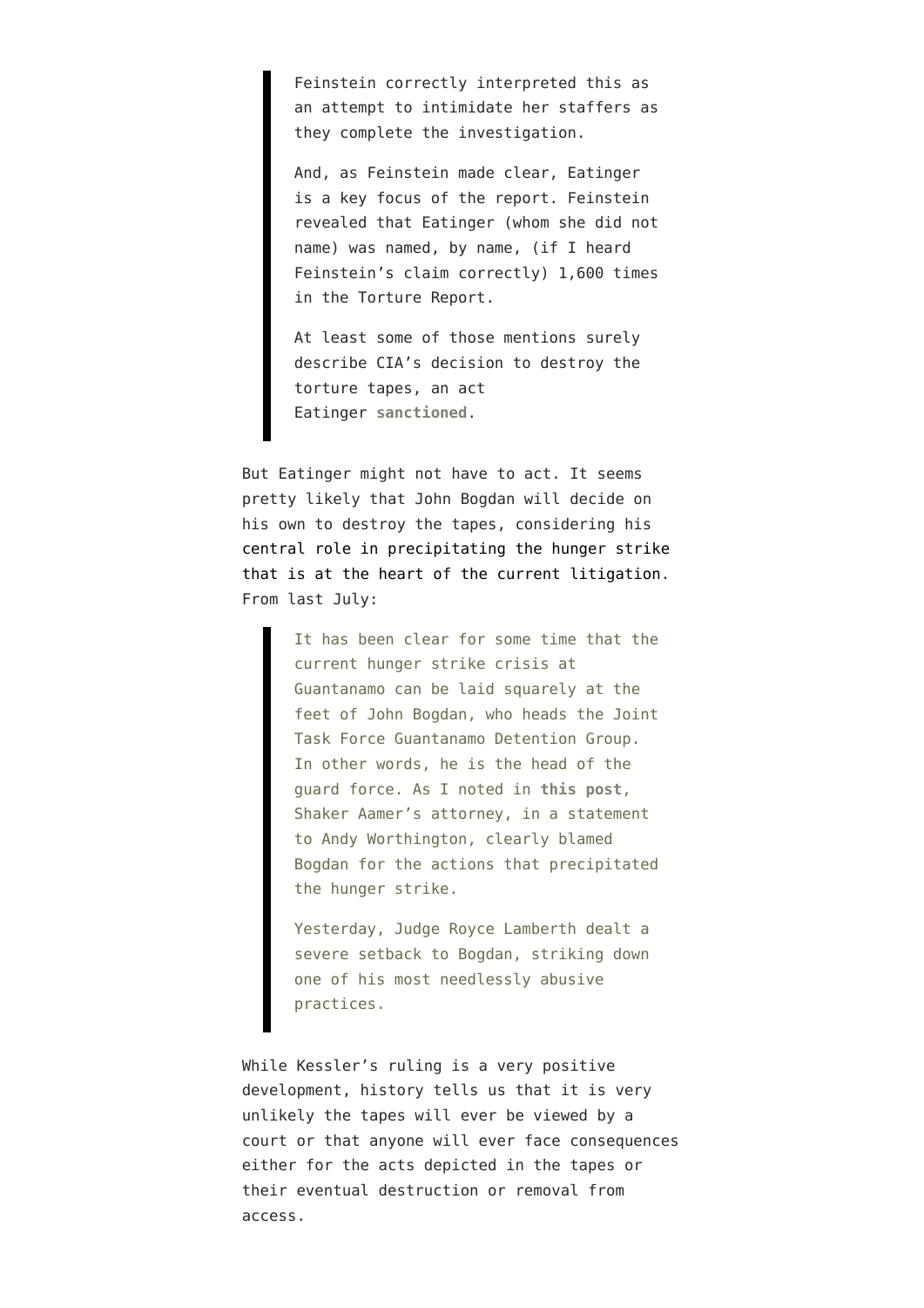> Feinstein correctly interpreted this as an attempt to intimidate her staffers as they complete the investigation.
>
> And, as Feinstein made clear, Eatinger is a key focus of the report. Feinstein revealed that Eatinger (whom she did not name) was named, by name, (if I heard Feinstein's claim correctly) 1,600 times in the Torture Report.
>
> At least some of those mentions surely describe CIA's decision to destroy the torture tapes, an act Eatinger **sanctioned**.

But Eatinger might not have to act. It seems pretty likely that John Bogdan will decide on his own to destroy the tapes, considering his central role in precipitating the hunger strike that is at the heart of the current litigation. From last July:

> It has been clear for some time that the current hunger strike crisis at Guantanamo can be laid squarely at the feet of John Bogdan, who heads the Joint Task Force Guantanamo Detention Group. In other words, he is the head of the guard force. As I noted in **this post**, Shaker Aamer's attorney, in a statement to Andy Worthington, clearly blamed Bogdan for the actions that precipitated the hunger strike.
>
> Yesterday, Judge Royce Lamberth dealt a severe setback to Bogdan, striking down one of his most needlessly abusive practices.

While Kessler's ruling is a very positive development, history tells us that it is very unlikely the tapes will ever be viewed by a court or that anyone will ever face consequences either for the acts depicted in the tapes or their eventual destruction or removal from access.